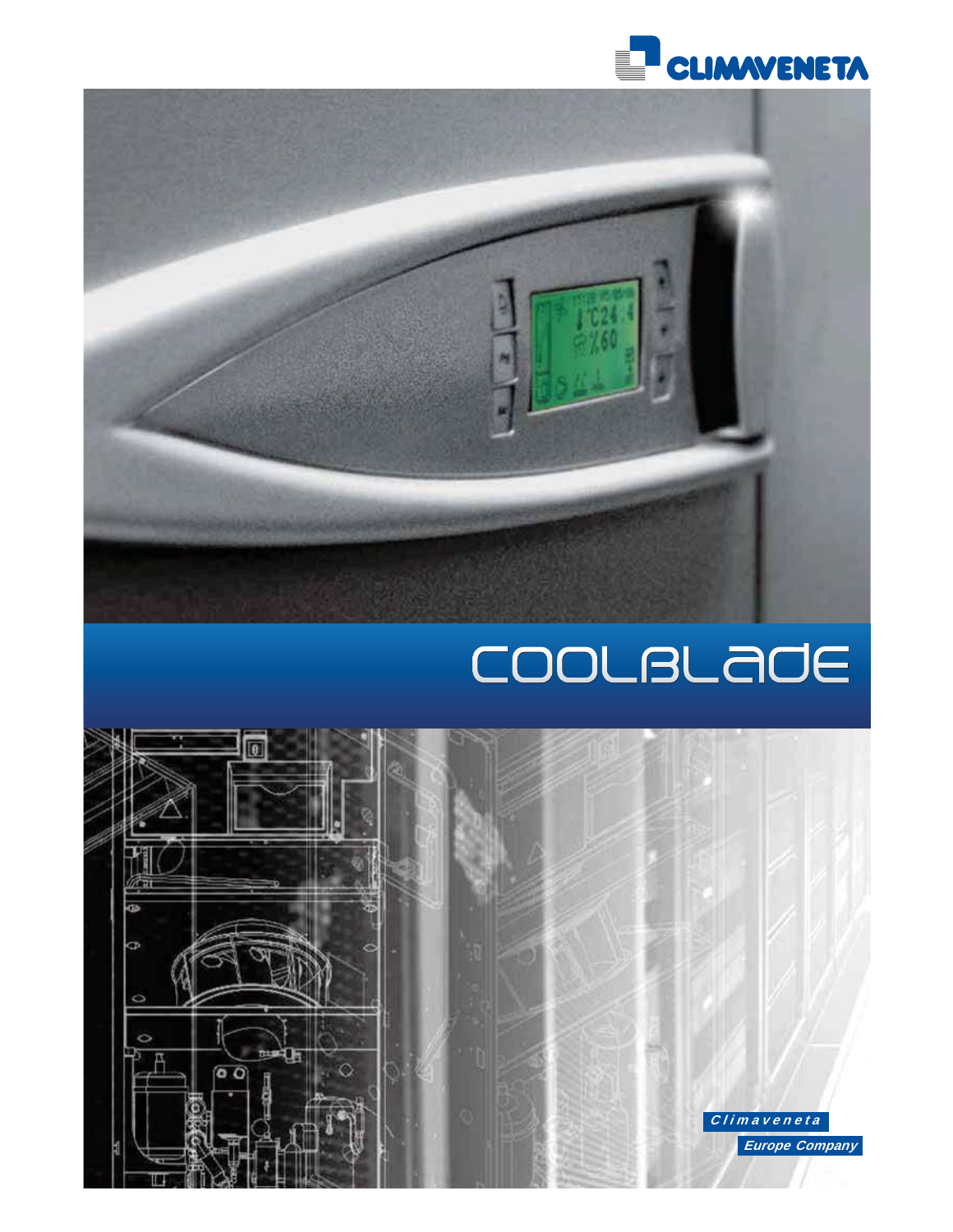CLIMAVENETA

# COOLBLADE

Climaveneta

Europe Company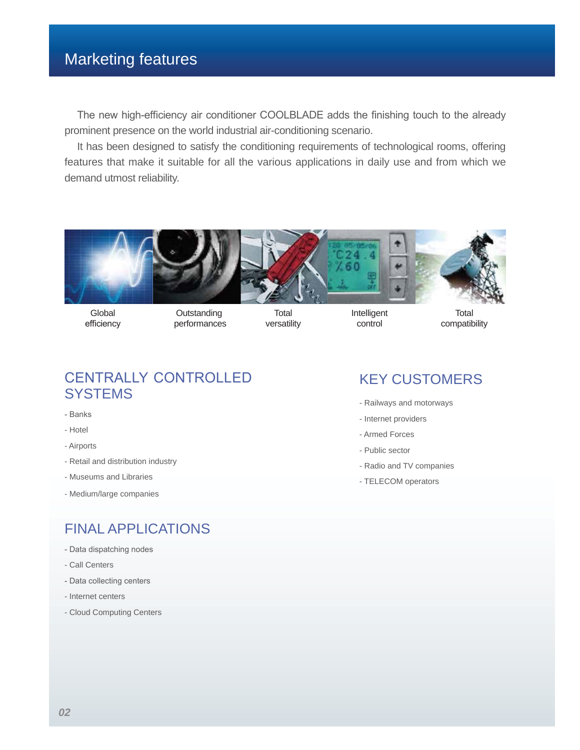# Marketing features

The new high-efficiency air conditioner COOLBLADE adds the finishing touch to the already prominent presence on the world industrial air-conditioning scenario.

It has been designed to satisfy the conditioning requirements of technological rooms, offering features that make it suitable for all the various applications in daily use and from which we demand utmost reliability.

Global efficiency

Outstanding performances

Total versatility

Intelligent control

Total compatibility

## CENTRALLY CONTROLLED SYSTEMS

- Banks
- Hotel
- Airports
- Retail and distribution industry
- Museums and Libraries
- Medium/large companies

## FINAL APPLICATIONS

- Data dispatching nodes
- Call Centers
- Data collecting centers
- Internet centers
- Cloud Computing Centers

## KEY CUSTOMERS

- Railways and motorways
- Internet providers
- Armed Forces
- Public sector
- Radio and TV companies
- TELECOM operators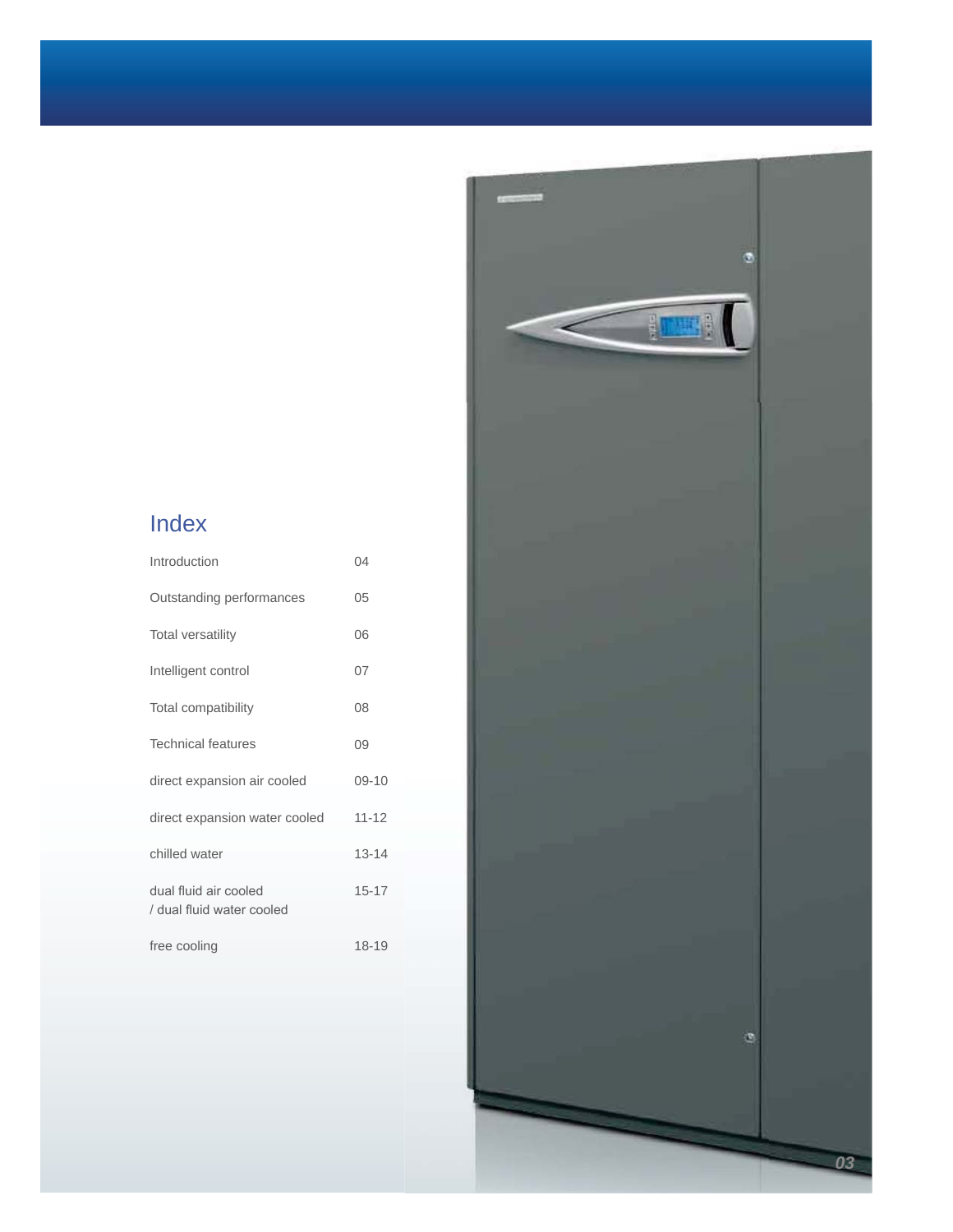# Index

| | |
|---|---|
| Introduction | 04 |
| Outstanding performances | 05 |
| Total versatility | 06 |
| Intelligent control | 07 |
| Total compatibility | 08 |
| Technical features | 09 |
| direct expansion air cooled | 09-10 |
| direct expansion water cooled | 11-12 |
| chilled water | 13-14 |
| dual fluid air cooled / dual fluid water cooled | 15-17 |
| free cooling | 18-19 |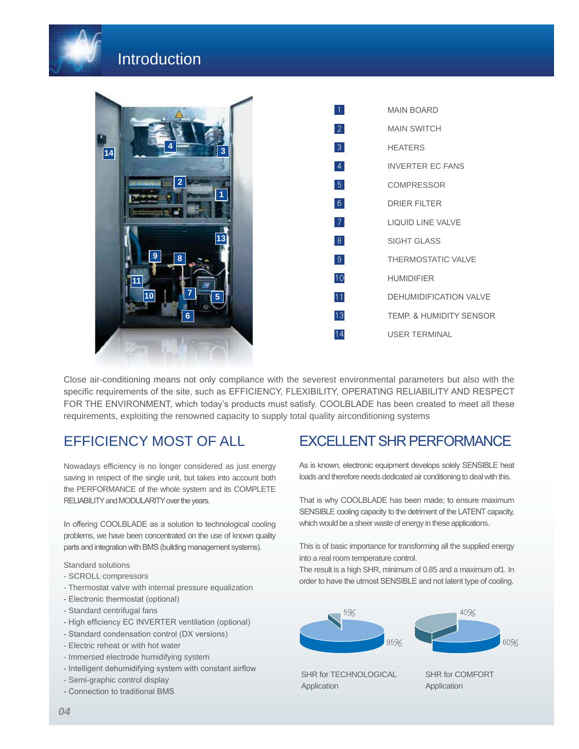# Introduction

| | |
|---|---|
| 1 | MAIN BOARD |
| 2 | MAIN SWITCH |
| 3 | HEATERS |
| 4 | INVERTER EC FANS |
| 5 | COMPRESSOR |
| 6 | DRIER FILTER |
| 7 | LIQUID LINE VALVE |
| 8 | SIGHT GLASS |
| 9 | THERMOSTATIC VALVE |
| 10 | HUMIDIFIER |
| 11 | DEHUMIDIFICATION VALVE |
| 13 | TEMP. & HUMIDITY SENSOR |
| 14 | USER TERMINAL |

Close air-conditioning means not only compliance with the severest environmental parameters but also with the specific requirements of the site, such as EFFICIENCY, FLEXIBILITY, OPERATING RELIABILITY AND RESPECT FOR THE ENVIRONMENT, which today's products must satisfy. COOLBLADE has been created to meet all these requirements, exploiting the renowned capacity to supply total quality airconditioning systems

## EFFICIENCY MOST OF ALL

Nowadays efficiency is no longer considered as just energy saving in respect of the single unit, but takes into account both the PERFORMANCE of the whole system and its COMPLETE RELIABILITY and MODULARITY over the years.

In offering COOLBLADE as a solution to technological cooling problems, we have been concentrated on the use of known quality parts and integration with BMS (building management systems).

Standard solutions
- SCROLL compressors
- Thermostat valve with internal pressure equalization
- Electronic thermostat (optional)
- Standard centrifugal fans
- High efficiency EC INVERTER ventilation (optional)
- Standard condensation control (DX versions)
- Electric reheat or with hot water
- Immersed electrode humidifying system
- Intelligent dehumidifying system with constant airflow
- Semi-graphic control display
- Connection to traditional BMS

## EXCELLENT SHR PERFORMANCE

As is known, electronic equipment develops solely SENSIBLE heat loads and therefore needs dedicated air conditioning to deal with this.

That is why COOLBLADE has been made; to ensure maximum SENSIBLE cooling capacity to the detriment of the LATENT capacity, which would be a sheer waste of energy in these applications.

This is of basic importance for transforming all the supplied energy into a real room temperature control.
The result is a high SHR, minimum of 0.85 and a maximum of1. In order to have the utmost SENSIBLE and not latent type of cooling.

5% / 95%

SHR for TECHNOLOGICAL Application

40% / 60%

SHR for COMFORT Application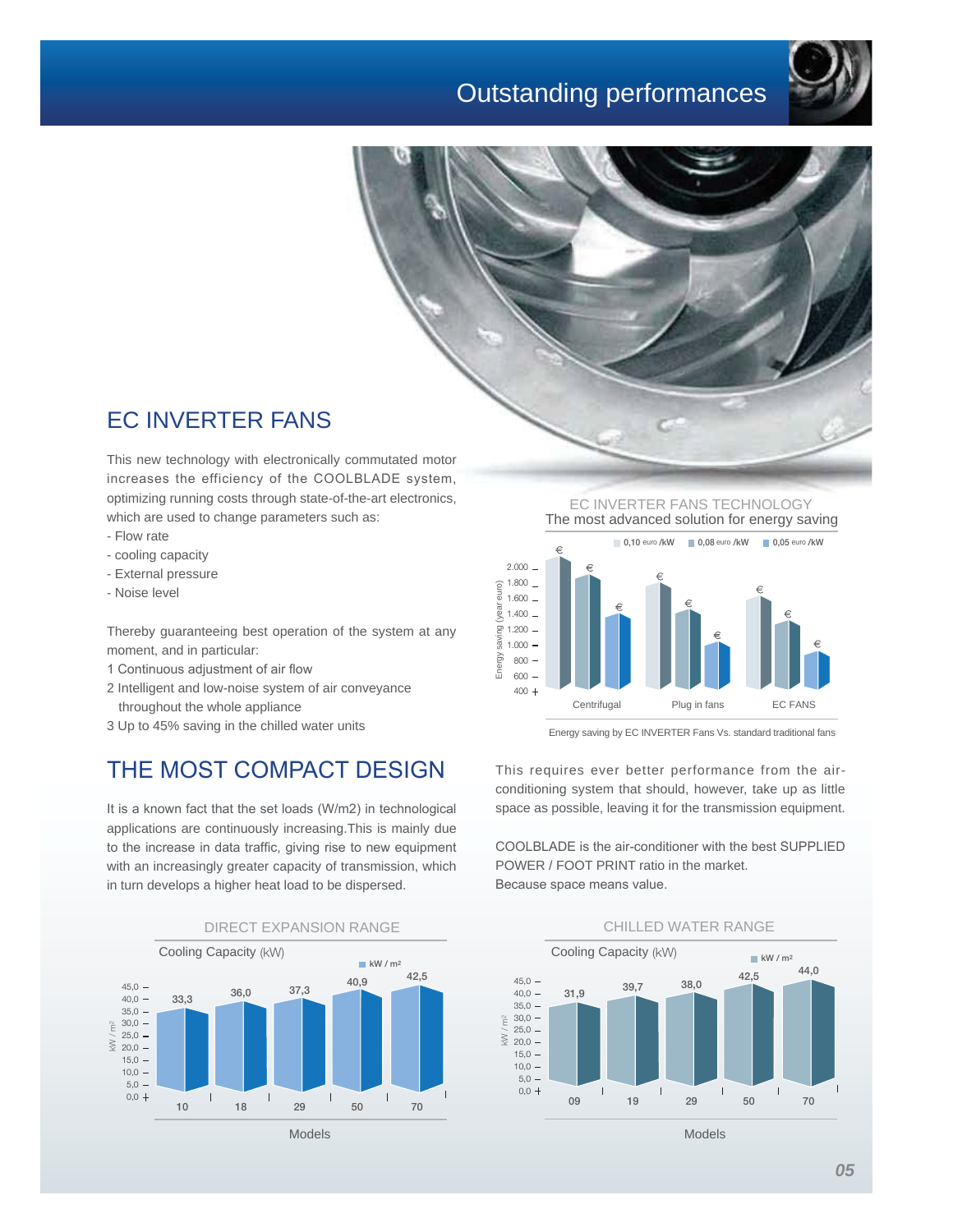# Outstanding performances

## EC INVERTER FANS

This new technology with electronically commutated motor increases the efficiency of the COOLBLADE system, optimizing running costs through state-of-the-art electronics, which are used to change parameters such as:

- Flow rate
- cooling capacity
- External pressure
- Noise level

Thereby guaranteeing best operation of the system at any moment, and in particular:

1 Continuous adjustment of air flow
2 Intelligent and low-noise system of air conveyance throughout the whole appliance
3 Up to 45% saving in the chilled water units

EC INVERTER FANS TECHNOLOGY
The most advanced solution for energy saving

Energy saving by EC INVERTER Fans Vs. standard traditional fans

## THE MOST COMPACT DESIGN

It is a known fact that the set loads (W/m2) in technological applications are continuously increasing.This is mainly due to the increase in data traffic, giving rise to new equipment with an increasingly greater capacity of transmission, which in turn develops a higher heat load to be dispersed.

This requires ever better performance from the air-conditioning system that should, however, take up as little space as possible, leaving it for the transmission equipment.

COOLBLADE is the air-conditioner with the best SUPPLIED POWER / FOOT PRINT ratio in the market.
Because space means value.

DIRECT EXPANSION RANGE

Cooling Capacity (kW)

| Models | 10 | 18 | 29 | 50 | 70 |
|---|---|---|---|---|---|
| kW / m² | 33,3 | 36,0 | 37,3 | 40,9 | 42,5 |

CHILLED WATER RANGE

Cooling Capacity (kW)

| Models | 09 | 19 | 29 | 50 | 70 |
|---|---|---|---|---|---|
| kW / m² | 31,9 | 39,7 | 38,0 | 42,5 | 44,0 |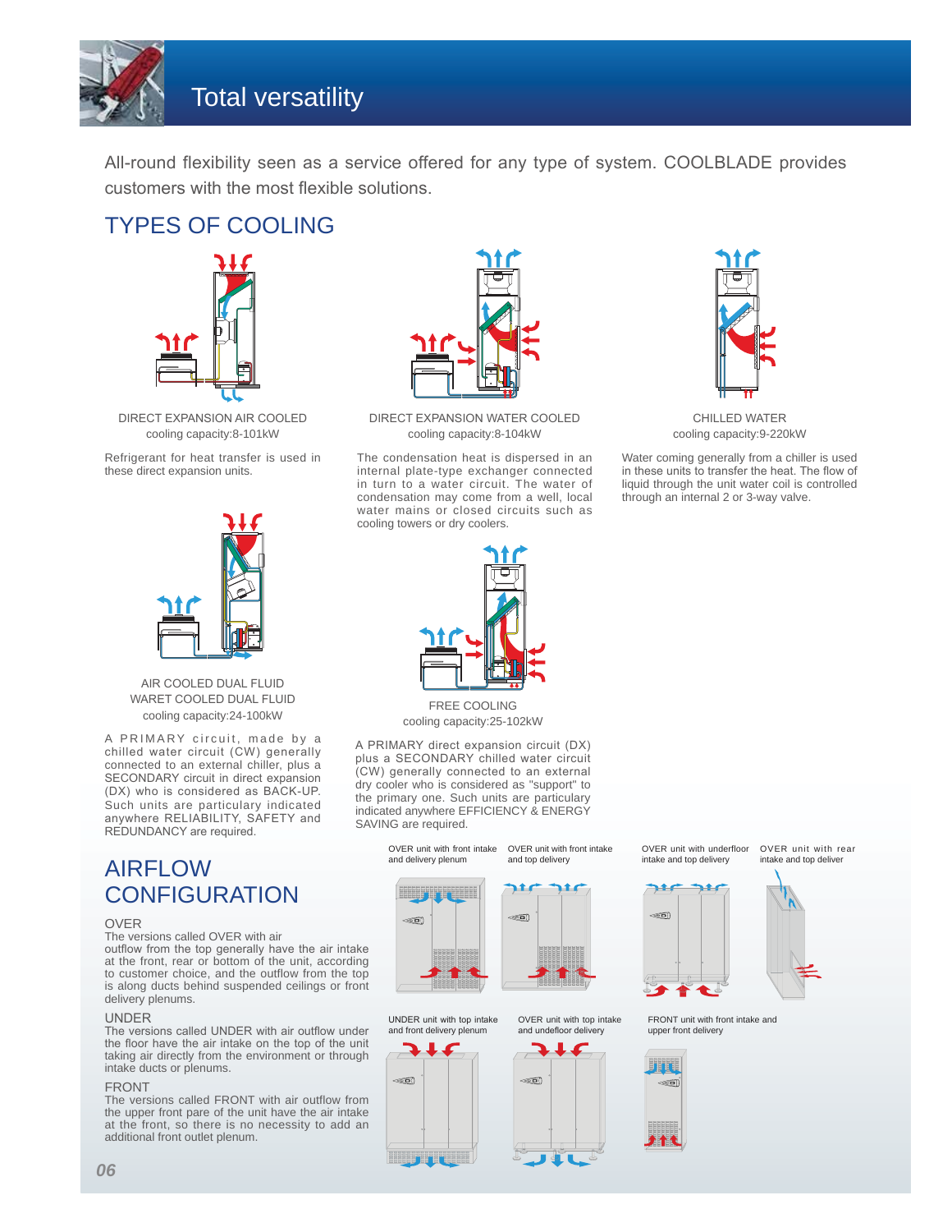# Total versatility

All-round flexibility seen as a service offered for any type of system. COOLBLADE provides customers with the most flexible solutions.

## TYPES OF COOLING

DIRECT EXPANSION AIR COOLED
cooling capacity:8-101kW

Refrigerant for heat transfer is used in these direct expansion units.

DIRECT EXPANSION WATER COOLED
cooling capacity:8-104kW

The condensation heat is dispersed in an internal plate-type exchanger connected in turn to a water circuit. The water of condensation may come from a well, local water mains or closed circuits such as cooling towers or dry coolers.

CHILLED WATER
cooling capacity:9-220kW

Water coming generally from a chiller is used in these units to transfer the heat. The flow of liquid through the unit water coil is controlled through an internal 2 or 3-way valve.

AIR COOLED DUAL FLUID
WARET COOLED DUAL FLUID
cooling capacity:24-100kW

A PRIMARY circuit, made by a chilled water circuit (CW) generally connected to an external chiller, plus a SECONDARY circuit in direct expansion (DX) who is considered as BACK-UP. Such units are particulary indicated anywhere RELIABILITY, SAFETY and REDUNDANCY are required.

FREE COOLING
cooling capacity:25-102kW

A PRIMARY direct expansion circuit (DX) plus a SECONDARY chilled water circuit (CW) generally connected to an external dry cooler who is considered as "support" to the primary one. Such units are particulary indicated anywhere EFFICIENCY & ENERGY SAVING are required.

## AIRFLOW CONFIGURATION

### OVER

The versions called OVER with air outflow from the top generally have the air intake at the front, rear or bottom of the unit, according to customer choice, and the outflow from the top is along ducts behind suspended ceilings or front delivery plenums.

### UNDER

The versions called UNDER with air outflow under the floor have the air intake on the top of the unit taking air directly from the environment or through intake ducts or plenums.

### FRONT

The versions called FRONT with air outflow from the upper front pare of the unit have the air intake at the front, so there is no necessity to add an additional front outlet plenum.

OVER unit with front intake and delivery plenum

OVER unit with front intake and top delivery

OVER unit with underfloor intake and top delivery

OVER unit with rear intake and top deliver

UNDER unit with top intake and front delivery plenum

OVER unit with top intake and undefloor delivery

FRONT unit with front intake and upper front delivery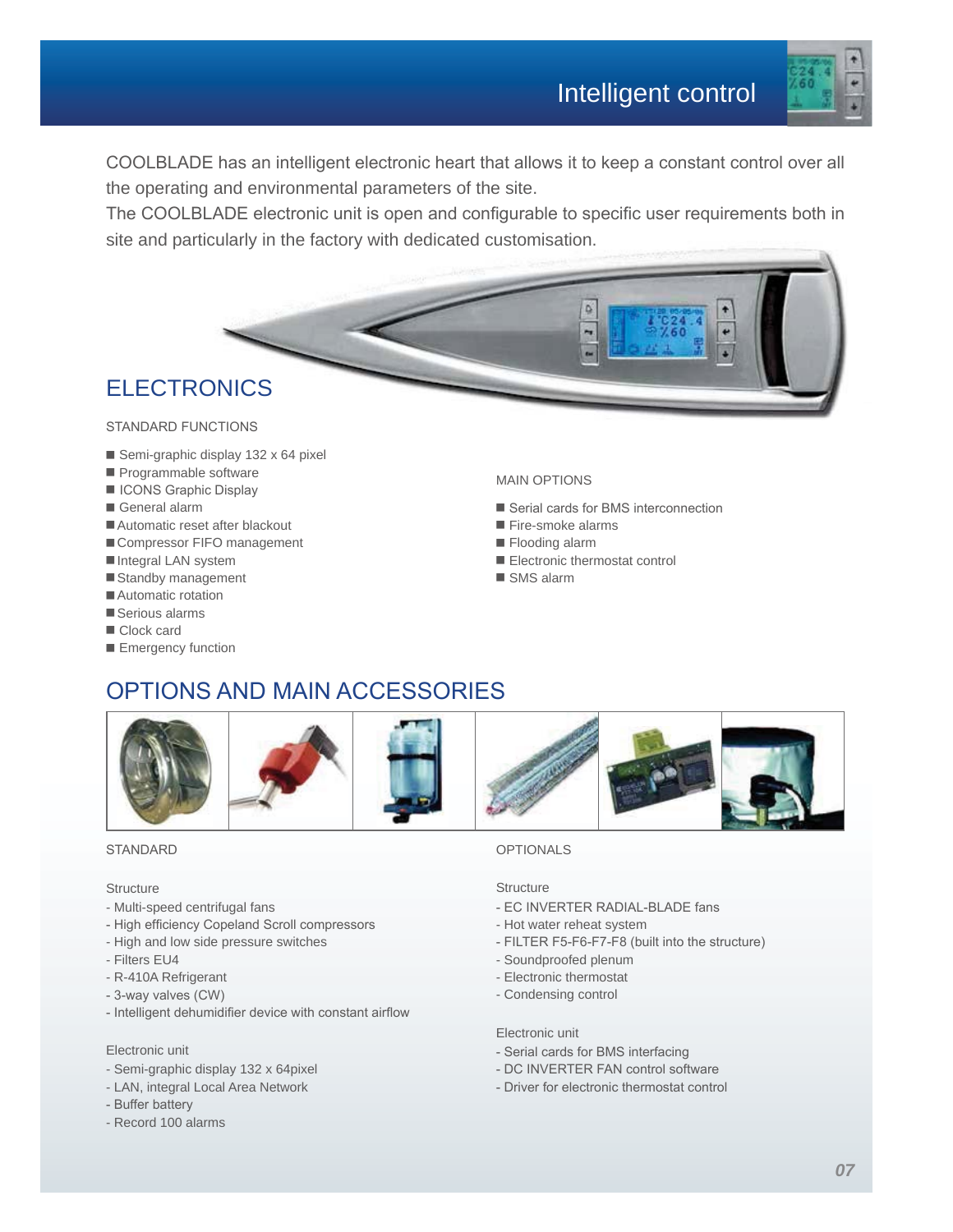# Intelligent control

COOLBLADE has an intelligent electronic heart that allows it to keep a constant control over all the operating and environmental parameters of the site.
The COOLBLADE electronic unit is open and configurable to specific user requirements both in site and particularly in the factory with dedicated customisation.

## ELECTRONICS

STANDARD FUNCTIONS

- Semi-graphic display 132 x 64 pixel
- Programmable software
- ICONS Graphic Display
- General alarm
- Automatic reset after blackout
- Compressor FIFO management
- Integral LAN system
- Standby management
- Automatic rotation
- Serious alarms
- Clock card
- Emergency function

MAIN OPTIONS

- Serial cards for BMS interconnection
- Fire-smoke alarms
- Flooding alarm
- Electronic thermostat control
- SMS alarm

## OPTIONS AND MAIN ACCESSORIES

STANDARD

Structure
- Multi-speed centrifugal fans
- High efficiency Copeland Scroll compressors
- High and low side pressure switches
- Filters EU4
- R-410A Refrigerant
- 3-way valves (CW)
- Intelligent dehumidifier device with constant airflow

Electronic unit
- Semi-graphic display 132 x 64pixel
- LAN, integral Local Area Network
- Buffer battery
- Record 100 alarms

OPTIONALS

Structure
- EC INVERTER RADIAL-BLADE fans
- Hot water reheat system
- FILTER F5-F6-F7-F8 (built into the structure)
- Soundproofed plenum
- Electronic thermostat
- Condensing control

Electronic unit
- Serial cards for BMS interfacing
- DC INVERTER FAN control software
- Driver for electronic thermostat control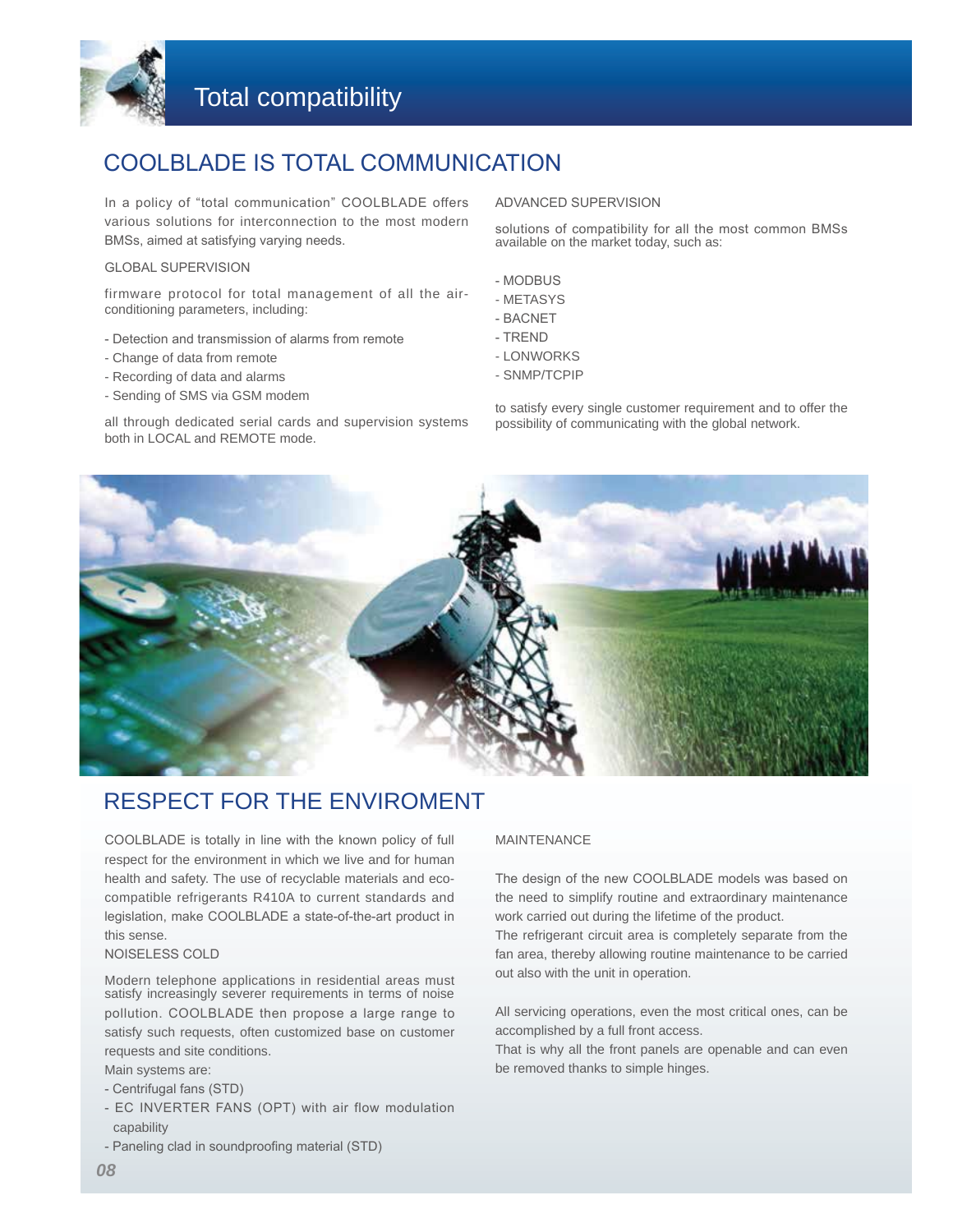# Total compatibility

## COOLBLADE IS TOTAL COMMUNICATION

In a policy of "total communication" COOLBLADE offers various solutions for interconnection to the most modern BMSs, aimed at satisfying varying needs.

GLOBAL SUPERVISION

firmware protocol for total management of all the air-conditioning parameters, including:

- Detection and transmission of alarms from remote
- Change of data from remote
- Recording of data and alarms
- Sending of SMS via GSM modem

all through dedicated serial cards and supervision systems both in LOCAL and REMOTE mode.

ADVANCED SUPERVISION

solutions of compatibility for all the most common BMSs available on the market today, such as:

- MODBUS
- METASYS
- BACNET
- TREND
- LONWORKS
- SNMP/TCPIP

to satisfy every single customer requirement and to offer the possibility of communicating with the global network.

## RESPECT FOR THE ENVIROMENT

COOLBLADE is totally in line with the known policy of full respect for the environment in which we live and for human health and safety. The use of recyclable materials and eco-compatible refrigerants R410A to current standards and legislation, make COOLBLADE a state-of-the-art product in this sense.

NOISELESS COLD

Modern telephone applications in residential areas must satisfy increasingly severer requirements in terms of noise pollution. COOLBLADE then propose a large range to satisfy such requests, often customized base on customer requests and site conditions.

Main systems are:

- Centrifugal fans (STD)
- EC INVERTER FANS (OPT) with air flow modulation capability
- Paneling clad in soundproofing material (STD)

MAINTENANCE

The design of the new COOLBLADE models was based on the need to simplify routine and extraordinary maintenance work carried out during the lifetime of the product.

The refrigerant circuit area is completely separate from the fan area, thereby allowing routine maintenance to be carried out also with the unit in operation.

All servicing operations, even the most critical ones, can be accomplished by a full front access.

That is why all the front panels are openable and can even be removed thanks to simple hinges.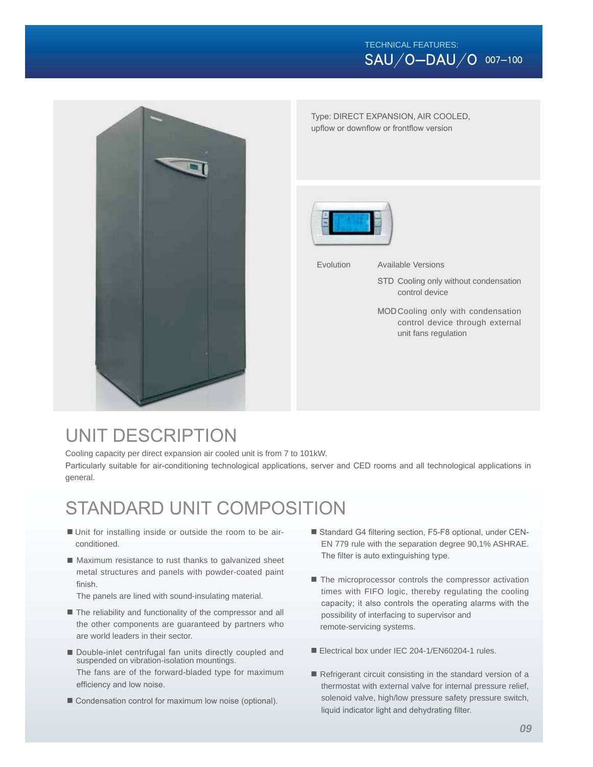TECHNICAL FEATURES:

# SAU/O–DAU/O 007–100

Type: DIRECT EXPANSION, AIR COOLED, upflow or downflow or frontflow version

Evolution

Available Versions

STD Cooling only without condensation control device

MOD Cooling only with condensation control device through external unit fans regulation

## UNIT DESCRIPTION

Cooling capacity per direct expansion air cooled unit is from 7 to 101kW.

Particularly suitable for air-conditioning technological applications, server and CED rooms and all technological applications in general.

## STANDARD UNIT COMPOSITION

- Unit for installing inside or outside the room to be air-conditioned.
- Maximum resistance to rust thanks to galvanized sheet metal structures and panels with powder-coated paint finish.
  The panels are lined with sound-insulating material.
- The reliability and functionality of the compressor and all the other components are guaranteed by partners who are world leaders in their sector.
- Double-inlet centrifugal fan units directly coupled and suspended on vibration-isolation mountings.
  The fans are of the forward-bladed type for maximum efficiency and low noise.
- Condensation control for maximum low noise (optional).
- Standard G4 filtering section, F5-F8 optional, under CEN-EN 779 rule with the separation degree 90,1% ASHRAE. The filter is auto extinguishing type.
- The microprocessor controls the compressor activation times with FIFO logic, thereby regulating the cooling capacity; it also controls the operating alarms with the possibility of interfacing to supervisor and remote-servicing systems.
- Electrical box under IEC 204-1/EN60204-1 rules.
- Refrigerant circuit consisting in the standard version of a thermostat with external valve for internal pressure relief, solenoid valve, high/low pressure safety pressure switch, liquid indicator light and dehydrating filter.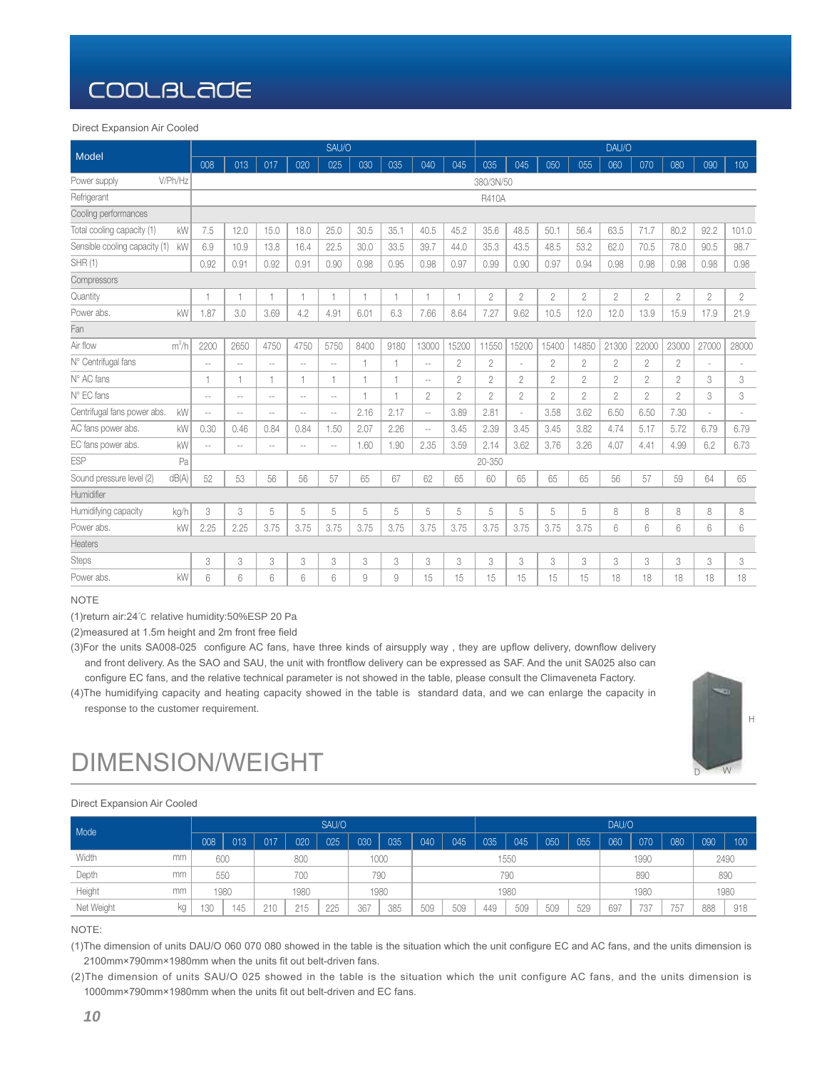# COOLBLADE

Direct Expansion Air Cooled

| Model | | SAU/O | | | | | | | | | DAU/O | | | | | | | | | |
|---|---|---|---|---|---|---|---|---|---|---|---|---|---|---|---|---|---|---|---|---|
| | | 008 | 013 | 017 | 020 | 025 | 030 | 035 | 040 | 045 | 035 | 045 | 050 | 055 | 060 | 070 | 080 | 090 | 100 |
| Power supply | V/Ph/Hz | 380/3N/50 | | | | | | | | | | | | | | | | | |
| Refrigerant | | R410A | | | | | | | | | | | | | | | | | |
| Cooling performances | | | | | | | | | | | | | | | | | | | |
| Total cooling capacity (1) | kW | 7.5 | 12.0 | 15.0 | 18.0 | 25.0 | 30.5 | 35.1 | 40.5 | 45.2 | 35.6 | 48.5 | 50.1 | 56.4 | 63.5 | 71.7 | 80.2 | 92.2 | 101.0 |
| Sensible cooling capacity (1) | kW | 6.9 | 10.9 | 13.8 | 16.4 | 22.5 | 30.0 | 33.5 | 39.7 | 44.0 | 35.3 | 43.5 | 48.5 | 53.2 | 62.0 | 70.5 | 78.0 | 90.5 | 98.7 |
| SHR (1) | | 0.92 | 0.91 | 0.92 | 0.91 | 0.90 | 0.98 | 0.95 | 0.98 | 0.97 | 0.99 | 0.90 | 0.97 | 0.94 | 0.98 | 0.98 | 0.98 | 0.98 | 0.98 |
| Compressors | | | | | | | | | | | | | | | | | | | |
| Quantity | | 1 | 1 | 1 | 1 | 1 | 1 | 1 | 1 | 1 | 2 | 2 | 2 | 2 | 2 | 2 | 2 | 2 | 2 |
| Power abs. | kW | 1.87 | 3.0 | 3.69 | 4.2 | 4.91 | 6.01 | 6.3 | 7.66 | 8.64 | 7.27 | 9.62 | 10.5 | 12.0 | 12.0 | 13.9 | 15.9 | 17.9 | 21.9 |
| Fan | | | | | | | | | | | | | | | | | | | |
| Air flow | $m^3/h$ | 2200 | 2650 | 4750 | 4750 | 5750 | 8400 | 9180 | 13000 | 15200 | 11550 | 15200 | 15400 | 14850 | 21300 | 22000 | 23000 | 27000 | 28000 |
| N° Centrifugal fans | | -- | -- | -- | -- | -- | 1 | 1 | -- | 2 | 2 | - | 2 | 2 | 2 | 2 | 2 | - | - |
| N° AC fans | | 1 | 1 | 1 | 1 | 1 | 1 | 1 | -- | 2 | 2 | 2 | 2 | 2 | 2 | 2 | 2 | 3 | 3 |
| N° EC fans | | -- | -- | -- | -- | -- | 1 | 1 | 2 | 2 | 2 | 2 | 2 | 2 | 2 | 2 | 2 | 3 | 3 |
| Centrifugal fans power abs. | kW | -- | -- | -- | -- | -- | 2.16 | 2.17 | -- | 3.89 | 2.81 | - | 3.58 | 3.62 | 6.50 | 6.50 | 7.30 | - | - |
| AC fans power abs. | kW | 0.30 | 0.46 | 0.84 | 0.84 | 1.50 | 2.07 | 2.26 | -- | 3.45 | 2.39 | 3.45 | 3.45 | 3.82 | 4.74 | 5.17 | 5.72 | 6.79 | 6.79 |
| EC fans power abs. | kW | -- | -- | -- | -- | -- | 1.60 | 1.90 | 2.35 | 3.59 | 2.14 | 3.62 | 3.76 | 3.26 | 4.07 | 4.41 | 4.99 | 6.2 | 6.73 |
| ESP | Pa | 20-350 | | | | | | | | | | | | | | | | | |
| Sound pressure level (2) | dB(A) | 52 | 53 | 56 | 56 | 57 | 65 | 67 | 62 | 65 | 60 | 65 | 65 | 65 | 56 | 57 | 59 | 64 | 65 |
| Humidifier | | | | | | | | | | | | | | | | | | | |
| Humidifying capacity | kg/h | 3 | 3 | 5 | 5 | 5 | 5 | 5 | 5 | 5 | 5 | 5 | 5 | 5 | 8 | 8 | 8 | 8 | 8 |
| Power abs. | kW | 2.25 | 2.25 | 3.75 | 3.75 | 3.75 | 3.75 | 3.75 | 3.75 | 3.75 | 3.75 | 3.75 | 3.75 | 3.75 | 6 | 6 | 6 | 6 | 6 |
| Heaters | | | | | | | | | | | | | | | | | | | |
| Steps | | 3 | 3 | 3 | 3 | 3 | 3 | 3 | 3 | 3 | 3 | 3 | 3 | 3 | 3 | 3 | 3 | 3 | 3 |
| Power abs. | kW | 6 | 6 | 6 | 6 | 6 | 9 | 9 | 15 | 15 | 15 | 15 | 15 | 15 | 18 | 18 | 18 | 18 | 18 |

NOTE

(1)return air:24℃ relative humidity:50%ESP 20 Pa

(2)measured at 1.5m height and 2m front free field

(3)For the units SA008-025 configure AC fans, have three kinds of airsupply way , they are upflow delivery, downflow delivery and front delivery. As the SAO and SAU, the unit with frontflow delivery can be expressed as SAF. And the unit SA025 also can configure EC fans, and the relative technical parameter is not showed in the table, please consult the Climaveneta Factory.

(4)The humidifying capacity and heating capacity showed in the table is standard data, and we can enlarge the capacity in response to the customer requirement.

# DIMENSION/WEIGHT

Direct Expansion Air Cooled

| Mode | | SAU/O | | | | | | | | | DAU/O | | | | | | | | | |
|---|---|---|---|---|---|---|---|---|---|---|---|---|---|---|---|---|---|---|---|---|
| | | 008 | 013 | 017 | 020 | 025 | 030 | 035 | 040 | 045 | 035 | 045 | 050 | 055 | 060 | 070 | 080 | 090 | 100 |
| Width | mm | 600 | | 800 | | | 1000 | | 1550 | | | | | | 1990 | | | 2490 | |
| Depth | mm | 550 | | 700 | | | 790 | | 790 | | | | | | 890 | | | 890 | |
| Height | mm | 1980 | | 1980 | | | 1980 | | 1980 | | | | | | 1980 | | | 1980 | |
| Net Weight | kg | 130 | 145 | 210 | 215 | 225 | 367 | 385 | 509 | 509 | 449 | 509 | 509 | 529 | 697 | 737 | 757 | 888 | 918 |

NOTE:

(1)The dimension of units DAU/O 060 070 080 showed in the table is the situation which the unit configure EC and AC fans, and the units dimension is 2100mm×790mm×1980mm when the units fit out belt-driven fans.

(2)The dimension of units SAU/O 025 showed in the table is the situation which the unit configure AC fans, and the units dimension is 1000mm×790mm×1980mm when the units fit out belt-driven and EC fans.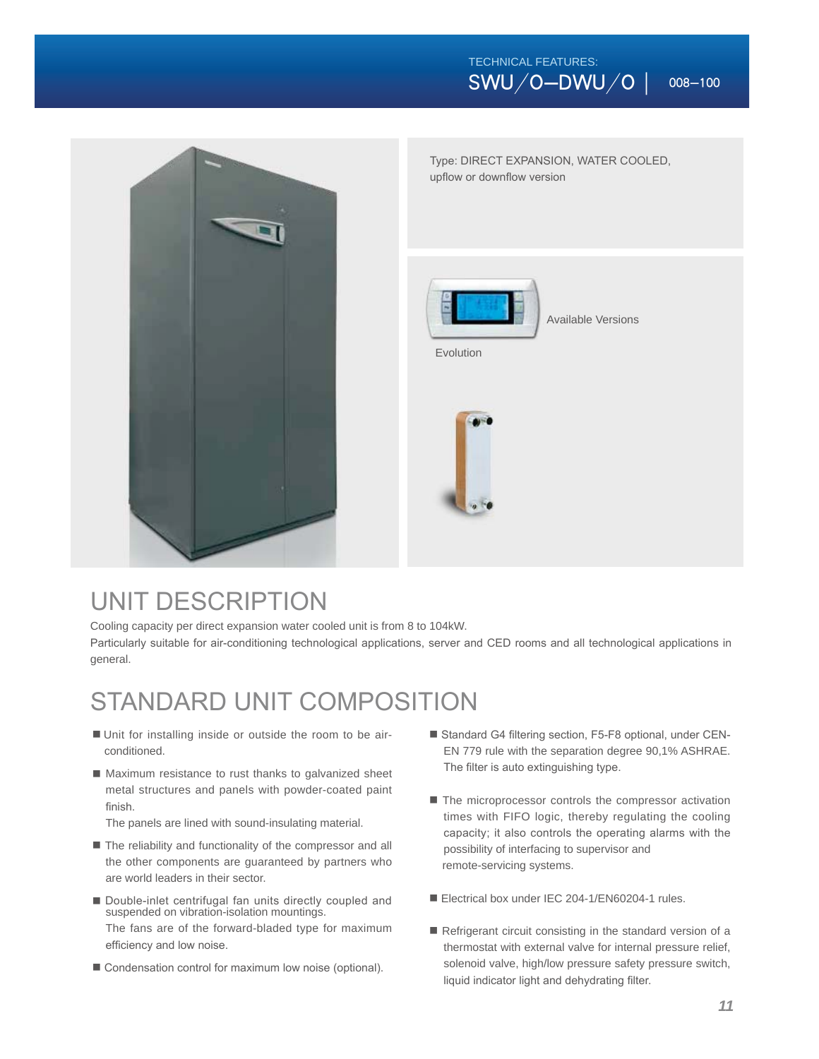TECHNICAL FEATURES:

# SWU/O–DWU/O | 008–100

Type: DIRECT EXPANSION, WATER COOLED, upflow or downflow version

Available Versions

Evolution

## UNIT DESCRIPTION

Cooling capacity per direct expansion water cooled unit is from 8 to 104kW.
Particularly suitable for air-conditioning technological applications, server and CED rooms and all technological applications in general.

## STANDARD UNIT COMPOSITION

- Unit for installing inside or outside the room to be air-conditioned.
- Maximum resistance to rust thanks to galvanized sheet metal structures and panels with powder-coated paint finish.
  The panels are lined with sound-insulating material.
- The reliability and functionality of the compressor and all the other components are guaranteed by partners who are world leaders in their sector.
- Double-inlet centrifugal fan units directly coupled and suspended on vibration-isolation mountings.
  The fans are of the forward-bladed type for maximum efficiency and low noise.
- Condensation control for maximum low noise (optional).
- Standard G4 filtering section, F5-F8 optional, under CEN-EN 779 rule with the separation degree 90,1% ASHRAE. The filter is auto extinguishing type.
- The microprocessor controls the compressor activation times with FIFO logic, thereby regulating the cooling capacity; it also controls the operating alarms with the possibility of interfacing to supervisor and remote-servicing systems.
- Electrical box under IEC 204-1/EN60204-1 rules.
- Refrigerant circuit consisting in the standard version of a thermostat with external valve for internal pressure relief, solenoid valve, high/low pressure safety pressure switch, liquid indicator light and dehydrating filter.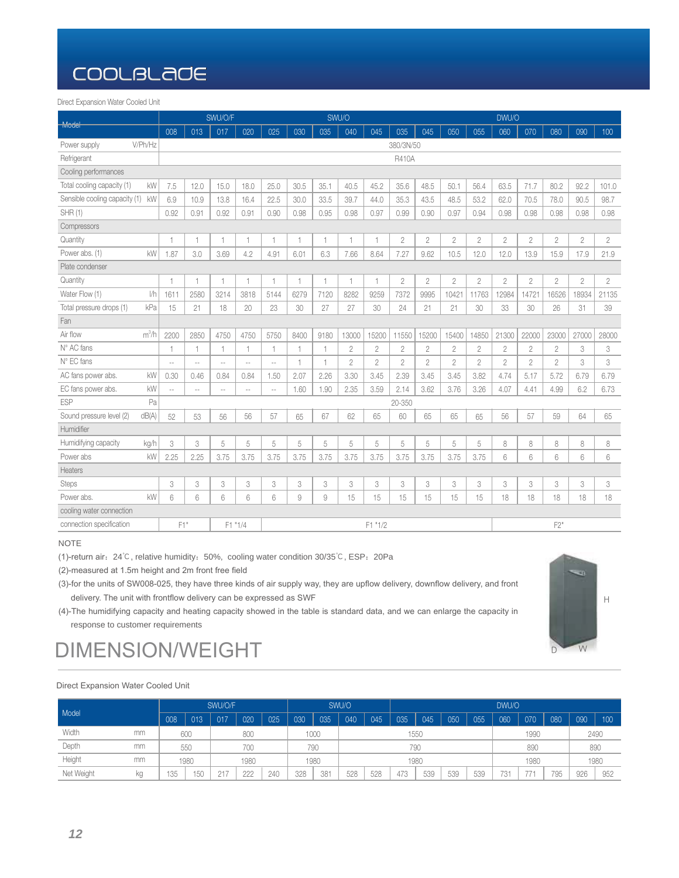# COOLBLADE

Direct Expansion Water Cooled Unit

| Model | | SWU/O/F | | | | | SWU/O | | | | DWU/O | | | | | | | | |
|---|---|---|---|---|---|---|---|---|---|---|---|---|---|---|---|---|---|---|---|
| | | 008 | 013 | 017 | 020 | 025 | 030 | 035 | 040 | 045 | 035 | 045 | 050 | 055 | 060 | 070 | 080 | 090 | 100 |
| Power supply | V/Ph/Hz | 380/3N/50 | | | | | | | | | | | | | | | | | |
| Refrigerant | | R410A | | | | | | | | | | | | | | | | | |
| Cooling performances | | | | | | | | | | | | | | | | | | | |
| Total cooling capacity (1) | kW | 7.5 | 12.0 | 15.0 | 18.0 | 25.0 | 30.5 | 35.1 | 40.5 | 45.2 | 35.6 | 48.5 | 50.1 | 56.4 | 63.5 | 71.7 | 80.2 | 92.2 | 101.0 |
| Sensible cooling capacity (1) | kW | 6.9 | 10.9 | 13.8 | 16.4 | 22.5 | 30.0 | 33.5 | 39.7 | 44.0 | 35.3 | 43.5 | 48.5 | 53.2 | 62.0 | 70.5 | 78.0 | 90.5 | 98.7 |
| SHR (1) | | 0.92 | 0.91 | 0.92 | 0.91 | 0.90 | 0.98 | 0.95 | 0.98 | 0.97 | 0.99 | 0.90 | 0.97 | 0.94 | 0.98 | 0.98 | 0.98 | 0.98 | 0.98 |
| Compressors | | | | | | | | | | | | | | | | | | | |
| Quantity | | 1 | 1 | 1 | 1 | 1 | 1 | 1 | 1 | 1 | 2 | 2 | 2 | 2 | 2 | 2 | 2 | 2 | 2 |
| Power abs. (1) | kW | 1.87 | 3.0 | 3.69 | 4.2 | 4.91 | 6.01 | 6.3 | 7.66 | 8.64 | 7.27 | 9.62 | 10.5 | 12.0 | 12.0 | 13.9 | 15.9 | 17.9 | 21.9 |
| Plate condenser | | | | | | | | | | | | | | | | | | | |
| Quantity | | 1 | 1 | 1 | 1 | 1 | 1 | 1 | 1 | 1 | 2 | 2 | 2 | 2 | 2 | 2 | 2 | 2 | 2 |
| Water Flow (1) | l/h | 1611 | 2580 | 3214 | 3818 | 5144 | 6279 | 7120 | 8282 | 9259 | 7372 | 9995 | 10421 | 11763 | 12984 | 14721 | 16526 | 18934 | 21135 |
| Total pressure drops (1) | kPa | 15 | 21 | 18 | 20 | 23 | 30 | 27 | 27 | 30 | 24 | 21 | 21 | 30 | 33 | 30 | 26 | 31 | 39 |
| Fan | | | | | | | | | | | | | | | | | | | |
| Air flow | $m^3/h$ | 2200 | 2850 | 4750 | 4750 | 5750 | 8400 | 9180 | 13000 | 15200 | 11550 | 15200 | 15400 | 14850 | 21300 | 22000 | 23000 | 27000 | 28000 |
| N° AC fans | | 1 | 1 | 1 | 1 | 1 | 1 | 1 | 2 | 2 | 2 | 2 | 2 | 2 | 2 | 2 | 2 | 3 | 3 |
| N° EC fans | | -- | -- | -- | -- | -- | 1 | 1 | 2 | 2 | 2 | 2 | 2 | 2 | 2 | 2 | 2 | 3 | 3 |
| AC fans power abs. | kW | 0.30 | 0.46 | 0.84 | 0.84 | 1.50 | 2.07 | 2.26 | 3.30 | 3.45 | 2.39 | 3.45 | 3.45 | 3.82 | 4.74 | 5.17 | 5.72 | 6.79 | 6.79 |
| EC fans power abs. | kW | -- | -- | -- | -- | -- | 1.60 | 1.90 | 2.35 | 3.59 | 2.14 | 3.62 | 3.76 | 3.26 | 4.07 | 4.41 | 4.99 | 6.2 | 6.73 |
| ESP | Pa | 20-350 | | | | | | | | | | | | | | | | | |
| Sound pressure level (2) | dB(A) | 52 | 53 | 56 | 56 | 57 | 65 | 67 | 62 | 65 | 60 | 65 | 65 | 65 | 56 | 57 | 59 | 64 | 65 |
| Humidifier | | | | | | | | | | | | | | | | | | | |
| Humidifying capacity | kg/h | 3 | 3 | 5 | 5 | 5 | 5 | 5 | 5 | 5 | 5 | 5 | 5 | 5 | 8 | 8 | 8 | 8 | 8 |
| Power abs | kW | 2.25 | 2.25 | 3.75 | 3.75 | 3.75 | 3.75 | 3.75 | 3.75 | 3.75 | 3.75 | 3.75 | 3.75 | 3.75 | 6 | 6 | 6 | 6 | 6 |
| Heaters | | | | | | | | | | | | | | | | | | | |
| Steps | | 3 | 3 | 3 | 3 | 3 | 3 | 3 | 3 | 3 | 3 | 3 | 3 | 3 | 3 | 3 | 3 | 3 | 3 |
| Power abs. | kW | 6 | 6 | 6 | 6 | 6 | 9 | 9 | 15 | 15 | 15 | 15 | 15 | 15 | 18 | 18 | 18 | 18 | 18 |
| cooling water connection | | | | | | | | | | | | | | | | | | | |
| connection specification | | F1" | | F1 "1/4 | | F1 "1/2 | | | | | | | | | F2" | | | | |

NOTE

(1)-return air：24℃, relative humidity：50%, cooling water condition 30/35℃, ESP：20Pa

(2)-measured at 1.5m height and 2m front free field

(3)-for the units of SW008-025, they have three kinds of air supply way, they are upflow delivery, downflow delivery, and front delivery. The unit with frontflow delivery can be expressed as SWF

(4)-The humidifying capacity and heating capacity showed in the table is standard data, and we can enlarge the capacity in response to customer requirements

# DIMENSION/WEIGHT

Direct Expansion Water Cooled Unit

| Model | | SWU/O/F | | | | | SWU/O | | | | DWU/O | | | | | | | | |
|---|---|---|---|---|---|---|---|---|---|---|---|---|---|---|---|---|---|---|---|
| | | 008 | 013 | 017 | 020 | 025 | 030 | 035 | 040 | 045 | 035 | 045 | 050 | 055 | 060 | 070 | 080 | 090 | 100 |
| Width | mm | 600 | | 800 | | | 1000 | | 1550 | | | | | | 1990 | | | 2490 | |
| Depth | mm | 550 | | 700 | | | 790 | | 790 | | | | | | 890 | | | 890 | |
| Height | mm | 1980 | | 1980 | | | 1980 | | 1980 | | | | | | 1980 | | | 1980 | |
| Net Weight | kg | 135 | 150 | 217 | 222 | 240 | 328 | 381 | 528 | 528 | 473 | 539 | 539 | 539 | 731 | 771 | 795 | 926 | 952 |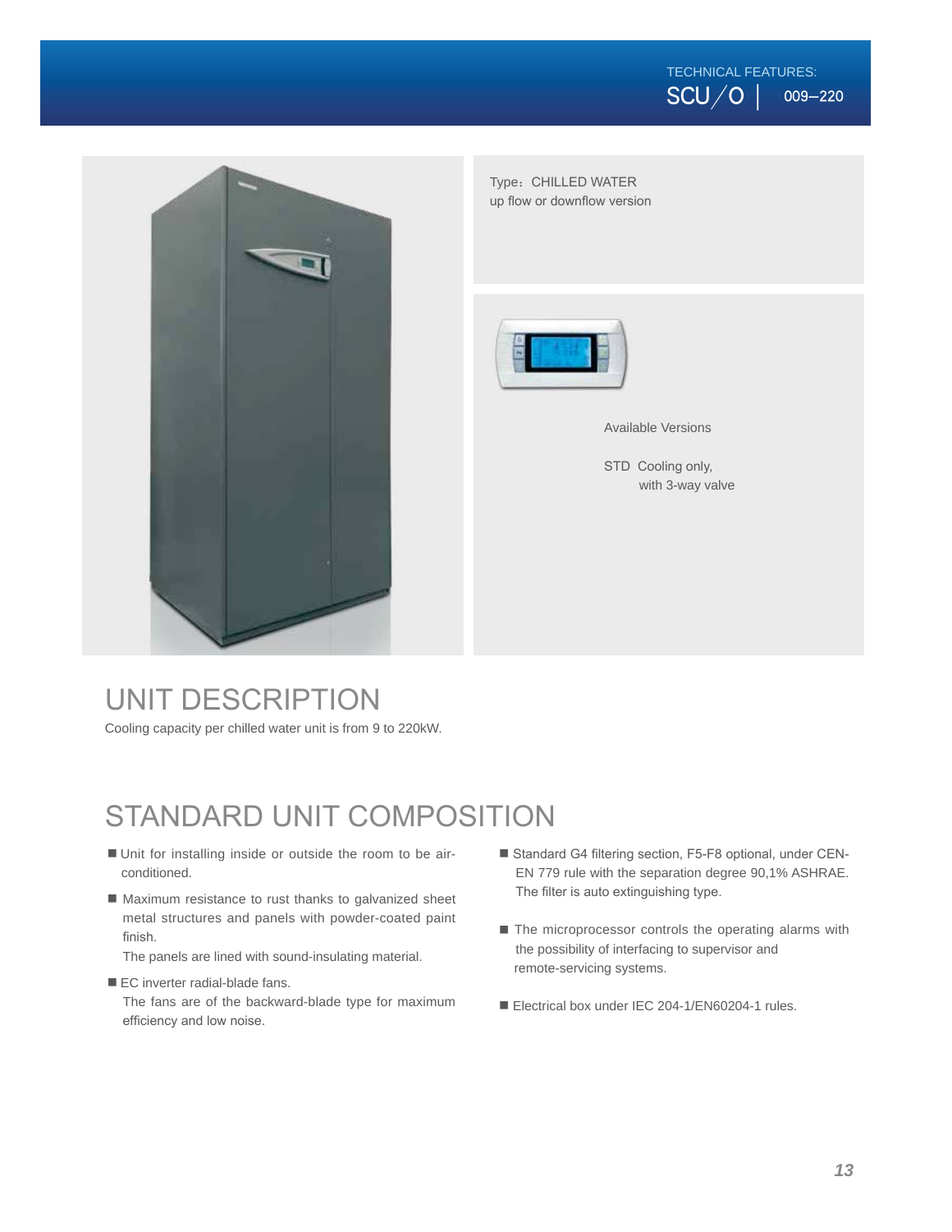TECHNICAL FEATURES:
SCU／O | 009–220

Type：CHILLED WATER
up flow or downflow version

Available Versions

STD Cooling only,
with 3-way valve

# UNIT DESCRIPTION

Cooling capacity per chilled water unit is from 9 to 220kW.

# STANDARD UNIT COMPOSITION

- Unit for installing inside or outside the room to be air-conditioned.
- Maximum resistance to rust thanks to galvanized sheet metal structures and panels with powder-coated paint finish.
  The panels are lined with sound-insulating material.
- EC inverter radial-blade fans.
  The fans are of the backward-blade type for maximum efficiency and low noise.
- Standard G4 filtering section, F5-F8 optional, under CEN-EN 779 rule with the separation degree 90,1% ASHRAE. The filter is auto extinguishing type.
- The microprocessor controls the operating alarms with the possibility of interfacing to supervisor and remote-servicing systems.
- Electrical box under IEC 204-1/EN60204-1 rules.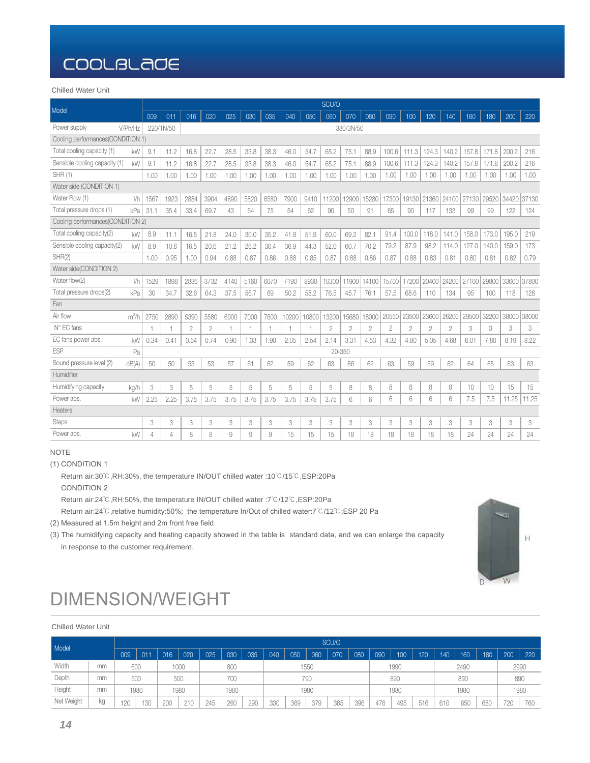# COOLBLADE

Chilled Water Unit

| Model | | SCU/O | | | | | | | | | | | | | | | | | | | |
|---|---|---|---|---|---|---|---|---|---|---|---|---|---|---|---|---|---|---|---|---|---|
| | | 009 | 011 | 016 | 020 | 025 | 030 | 035 | 040 | 050 | 060 | 070 | 080 | 090 | 100 | 120 | 140 | 160 | 180 | 200 | 220 |
| Power supply | V/Ph/Hz | 220/1N/50 | | 380/3N/50 | | | | | | | | | | | | | | | | | |
| Cooling performances(CONDITION 1) | | | | | | | | | | | | | | | | | | | | | |
| Total cooling capacity (1) | kW | 9.1 | 11.2 | 16.8 | 22.7 | 28.5 | 33.8 | 38.3 | 46.0 | 54.7 | 65.2 | 75.1 | 88.9 | 100.6 | 111.3 | 124.3 | 140.2 | 157.8 | 171.8 | 200.2 | 216 |
| Sensible cooling capacity (1) | kW | 9.1 | 11.2 | 16.8 | 22.7 | 28.5 | 33.8 | 38.3 | 46.0 | 54.7 | 65.2 | 75.1 | 88.9 | 100.6 | 111.3 | 124.3 | 140.2 | 157.8 | 171.8 | 200.2 | 216 |
| SHR (1) | | 1.00 | 1.00 | 1.00 | 1.00 | 1.00 | 1.00 | 1.00 | 1.00 | 1.00 | 1.00 | 1.00 | 1.00 | 1.00 | 1.00 | 1.00 | 1.00 | 1.00 | 1.00 | 1.00 | 1.00 |
| Water side (CONDITION 1) | | | | | | | | | | | | | | | | | | | | | |
| Water Flow (1) | l/h | 1567 | 1923 | 2884 | 3904 | 4890 | 5820 | 6580 | 7900 | 9410 | 11200 | 12900 | 15280 | 17300 | 19130 | 21360 | 24100 | 27130 | 29520 | 34420 | 37130 |
| Total pressure drops (1) | kPa | 31.1 | 35.4 | 33.4 | 69.7 | 43 | 64 | 75 | 54 | 62 | 90 | 50 | 91 | 65 | 90 | 117 | 133 | 99 | 99 | 122 | 124 |
| Cooling performances(CONDITION 2) | | | | | | | | | | | | | | | | | | | | | |
| Total cooling capacity(2) | kW | 8.9 | 11.1 | 16.5 | 21.8 | 24.0 | 30.0 | 35.2 | 41.8 | 51.9 | 60.0 | 69.2 | 82.1 | 91.4 | 100.0 | 118.0 | 141.0 | 158.0 | 173.0 | 195.0 | 219 |
| Sensible cooling capacity(2) | kW | 8.9 | 10.6 | 16.5 | 20.6 | 21.2 | 26.2 | 30.4 | 36.9 | 44.3 | 52.0 | 60.7 | 70.2 | 79.2 | 87.9 | 98.2 | 114.0 | 127.0 | 140.0 | 159.0 | 173 |
| SHR(2) | | 1.00 | 0.95 | 1.00 | 0.94 | 0.88 | 0.87 | 0.86 | 0.88 | 0.85 | 0.87 | 0.88 | 0.86 | 0.87 | 0.88 | 0.83 | 0.81 | 0.80 | 0.81 | 0.82 | 0.79 |
| Water side(CONDITION 2) | | | | | | | | | | | | | | | | | | | | | |
| Water flow(2) | l/h | 1529 | 1898 | 2836 | 3732 | 4140 | 5160 | 6070 | 7190 | 8930 | 10300 | 11900 | 14100 | 15700 | 17200 | 20400 | 24200 | 27100 | 29800 | 33600 | 37800 |
| Total pressure drops(2) | kPa | 30 | 34.7 | 32.6 | 64.3 | 37.5 | 56.7 | 69 | 50.2 | 58.2 | 76.5 | 45.7 | 76.1 | 57.5 | 68.6 | 110 | 134 | 95 | 100 | 118 | 128 |
| Fan | | | | | | | | | | | | | | | | | | | | | |
| Air flow | $m^3/h$ | 2750 | 2890 | 5390 | 5580 | 6000 | 7000 | 7600 | 10200 | 10800 | 13200 | 15680 | 18000 | 20550 | 23500 | 23600 | 26200 | 29500 | 32200 | 38000 | 38000 |
| N° EC fans | | 1 | 1 | 2 | 2 | 1 | 1 | 1 | 1 | 1 | 2 | 2 | 2 | 2 | 2 | 2 | 2 | 3 | 3 | 3 | 3 |
| EC fans power abs. | kW | 0.34 | 0.41 | 0.64 | 0.74 | 0.90 | 1.33 | 1.90 | 2.05 | 2.54 | 2.14 | 3.31 | 4.53 | 4.32 | 4.80 | 5.05 | 4.68 | 6.01 | 7.80 | 8.19 | 8.22 |
| ESP | Pa | 20-350 | | | | | | | | | | | | | | | | | | | |
| Sound pressure level (2) | dB(A) | 50 | 50 | 53 | 53 | 57 | 61 | 62 | 59 | 62 | 63 | 66 | 62 | 63 | 59 | 59 | 62 | 64 | 65 | 63 | 63 |
| Humidifier | | | | | | | | | | | | | | | | | | | | | |
| Humidifying capacity | kg/h | 3 | 3 | 5 | 5 | 5 | 5 | 5 | 5 | 5 | 5 | 8 | 8 | 8 | 8 | 8 | 8 | 10 | 10 | 15 | 15 |
| Power abs. | kW | 2.25 | 2.25 | 3.75 | 3.75 | 3.75 | 3.75 | 3.75 | 3.75 | 3.75 | 3.75 | 6 | 6 | 6 | 6 | 6 | 6 | 7.5 | 7.5 | 11.25 | 11.25 |
| Heaters | | | | | | | | | | | | | | | | | | | | | |
| Steps | | 3 | 3 | 3 | 3 | 3 | 3 | 3 | 3 | 3 | 3 | 3 | 3 | 3 | 3 | 3 | 3 | 3 | 3 | 3 | 3 |
| Power abs. | kW | 4 | 4 | 8 | 8 | 9 | 9 | 9 | 15 | 15 | 15 | 18 | 18 | 18 | 18 | 18 | 18 | 24 | 24 | 24 | 24 |

NOTE

(1) CONDITION 1

Return air:30℃,RH:30%, the temperature IN/OUT chilled water :10℃/15℃,ESP:20Pa

CONDITION 2

Return air:24℃,RH:50%, the temperature IN/OUT chilled water :7℃/12℃,ESP:20Pa

Return air:24℃,relative humidity:50%; the temperature In/Out of chilled water:7℃/12℃;ESP 20 Pa

(2) Measured at 1.5m height and 2m front free field

(3) The humidifying capacity and heating capacity showed in the table is standard data, and we can enlarge the capacity in response to the customer requirement.

H

D W

# DIMENSION/WEIGHT

Chilled Water Unit

| Model | | SCU/O | | | | | | | | | | | | | | | | | | | |
|---|---|---|---|---|---|---|---|---|---|---|---|---|---|---|---|---|---|---|---|---|---|
| | | 009 | 011 | 016 | 020 | 025 | 030 | 035 | 040 | 050 | 060 | 070 | 080 | 090 | 100 | 120 | 140 | 160 | 180 | 200 | 220 |
| Width | mm | 600 | | 1000 | | 800 | | | 1550 | | | | | 1990 | | | 2490 | | | 2990 | |
| Depth | mm | 500 | | 500 | | 700 | | | 790 | | | | | 890 | | | 890 | | | 890 | |
| Height | mm | 1980 | | 1980 | | 1980 | | | 1980 | | | | | 1980 | | | 1980 | | | 1980 | |
| Net Weight | kg | 120 | 130 | 200 | 210 | 245 | 260 | 290 | 330 | 369 | 379 | 385 | 396 | 476 | 495 | 516 | 610 | 650 | 680 | 720 | 760 |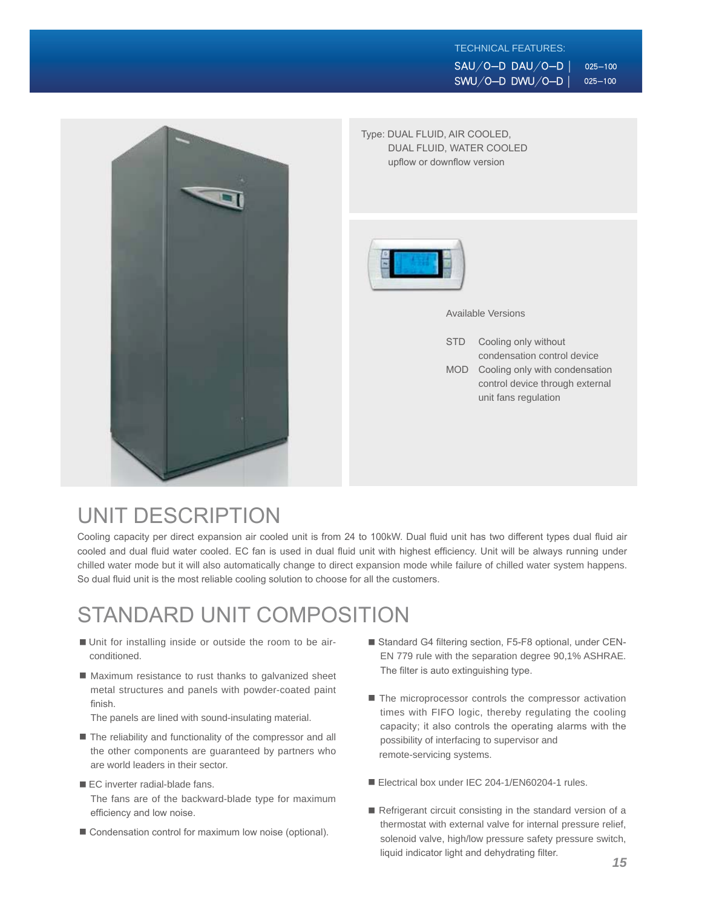TECHNICAL FEATURES:

SAU/O–D DAU/O–D | 025–100
SWU/O–D DWU/O–D | 025–100

Type: DUAL FLUID, AIR COOLED,
DUAL FLUID, WATER COOLED
upflow or downflow version

Available Versions

| | |
|---|---|
| STD | Cooling only without condensation control device |
| MOD | Cooling only with condensation control device through external unit fans regulation |

# UNIT DESCRIPTION

Cooling capacity per direct expansion air cooled unit is from 24 to 100kW. Dual fluid unit has two different types dual fluid air cooled and dual fluid water cooled. EC fan is used in dual fluid unit with highest efficiency. Unit will be always running under chilled water mode but it will also automatically change to direct expansion mode while failure of chilled water system happens. So dual fluid unit is the most reliable cooling solution to choose for all the customers.

# STANDARD UNIT COMPOSITION

- Unit for installing inside or outside the room to be air-conditioned.
- Maximum resistance to rust thanks to galvanized sheet metal structures and panels with powder-coated paint finish.
  The panels are lined with sound-insulating material.
- The reliability and functionality of the compressor and all the other components are guaranteed by partners who are world leaders in their sector.
- EC inverter radial-blade fans.
  The fans are of the backward-blade type for maximum efficiency and low noise.
- Condensation control for maximum low noise (optional).
- Standard G4 filtering section, F5-F8 optional, under CEN-EN 779 rule with the separation degree 90,1% ASHRAE. The filter is auto extinguishing type.
- The microprocessor controls the compressor activation times with FIFO logic, thereby regulating the cooling capacity; it also controls the operating alarms with the possibility of interfacing to supervisor and remote-servicing systems.
- Electrical box under IEC 204-1/EN60204-1 rules.
- Refrigerant circuit consisting in the standard version of a thermostat with external valve for internal pressure relief, solenoid valve, high/low pressure safety pressure switch, liquid indicator light and dehydrating filter.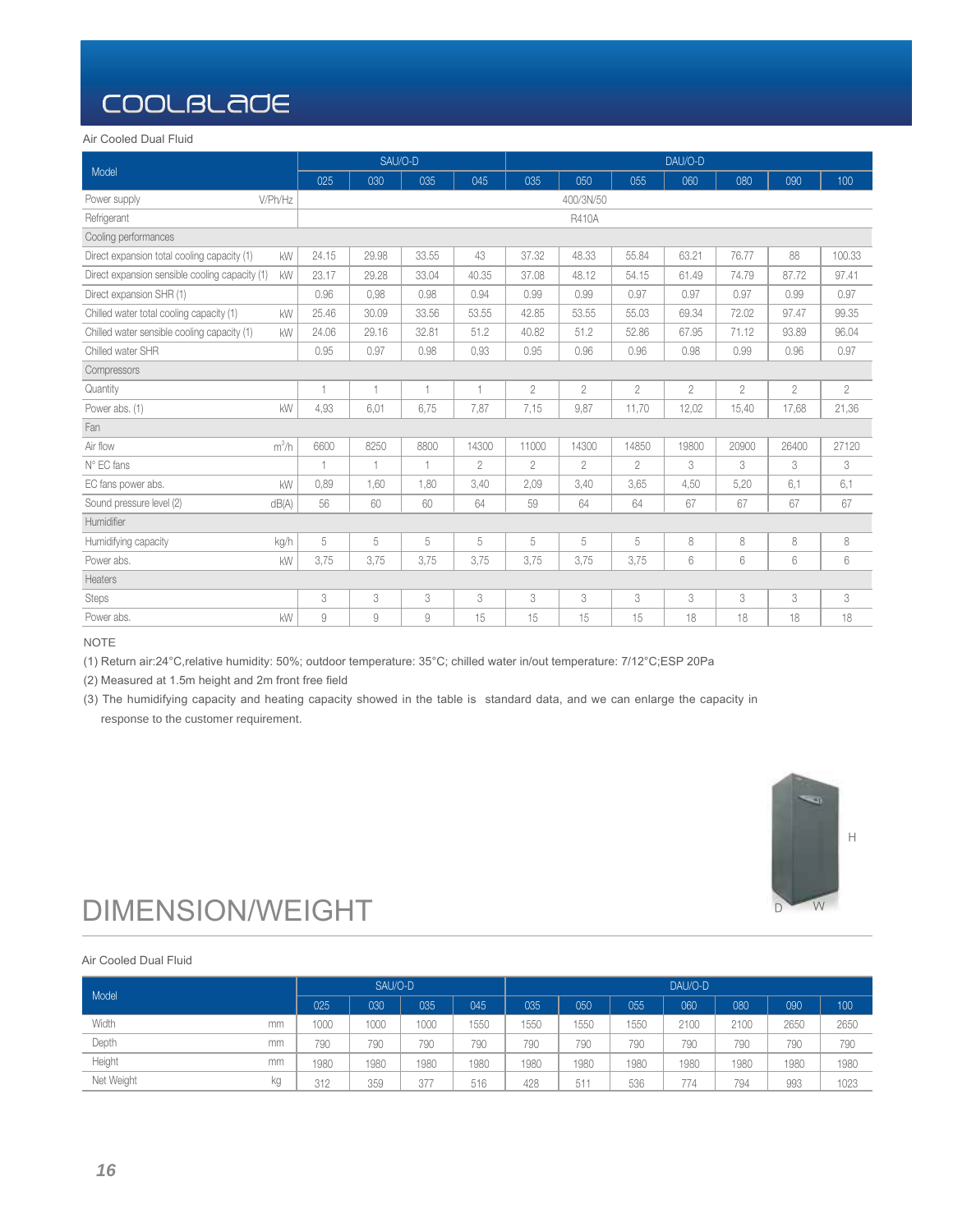# COOLBLADE

Air Cooled Dual Fluid

| Model | | SAU/O-D | | | | DAU/O-D | | | | | | |
|---|---|---|---|---|---|---|---|---|---|---|---|---|
| | | 025 | 030 | 035 | 045 | 035 | 050 | 055 | 060 | 080 | 090 | 100 |
| Power supply | V/Ph/Hz | 400/3N/50 | | | | | | | | | | |
| Refrigerant | | R410A | | | | | | | | | | |
| Cooling performances | | | | | | | | | | | | |
| Direct expansion total cooling capacity (1) | kW | 24.15 | 29.98 | 33.55 | 43 | 37.32 | 48.33 | 55.84 | 63.21 | 76.77 | 88 | 100.33 |
| Direct expansion sensible cooling capacity (1) | kW | 23.17 | 29.28 | 33.04 | 40.35 | 37.08 | 48.12 | 54.15 | 61.49 | 74.79 | 87.72 | 97.41 |
| Direct expansion SHR (1) | | 0.96 | 0,98 | 0.98 | 0.94 | 0.99 | 0.99 | 0.97 | 0.97 | 0.97 | 0.99 | 0.97 |
| Chilled water total cooling capacity (1) | kW | 25.46 | 30.09 | 33.56 | 53.55 | 42.85 | 53.55 | 55.03 | 69.34 | 72.02 | 97.47 | 99.35 |
| Chilled water sensible cooling capacity (1) | kW | 24.06 | 29.16 | 32.81 | 51.2 | 40.82 | 51.2 | 52.86 | 67.95 | 71.12 | 93.89 | 96.04 |
| Chilled water SHR | | 0.95 | 0.97 | 0.98 | 0,93 | 0.95 | 0.96 | 0.96 | 0.98 | 0.99 | 0.96 | 0.97 |
| Compressors | | | | | | | | | | | | |
| Quantity | | 1 | 1 | 1 | 1 | 2 | 2 | 2 | 2 | 2 | 2 | 2 |
| Power abs. (1) | kW | 4,93 | 6,01 | 6,75 | 7,87 | 7,15 | 9,87 | 11,70 | 12,02 | 15,40 | 17,68 | 21,36 |
| Fan | | | | | | | | | | | | |
| Air flow | $m^3/h$ | 6600 | 8250 | 8800 | 14300 | 11000 | 14300 | 14850 | 19800 | 20900 | 26400 | 27120 |
| N° EC fans | | 1 | 1 | 1 | 2 | 2 | 2 | 2 | 3 | 3 | 3 | 3 |
| EC fans power abs. | kW | 0,89 | 1,60 | 1,80 | 3,40 | 2,09 | 3,40 | 3,65 | 4,50 | 5,20 | 6,1 | 6,1 |
| Sound pressure level (2) | dB(A) | 56 | 60 | 60 | 64 | 59 | 64 | 64 | 67 | 67 | 67 | 67 |
| Humidifier | | | | | | | | | | | | |
| Humidifying capacity | kg/h | 5 | 5 | 5 | 5 | 5 | 5 | 5 | 8 | 8 | 8 | 8 |
| Power abs. | kW | 3,75 | 3,75 | 3,75 | 3,75 | 3,75 | 3,75 | 3,75 | 6 | 6 | 6 | 6 |
| Heaters | | | | | | | | | | | | |
| Steps | | 3 | 3 | 3 | 3 | 3 | 3 | 3 | 3 | 3 | 3 | 3 |
| Power abs. | kW | 9 | 9 | 9 | 15 | 15 | 15 | 15 | 18 | 18 | 18 | 18 |

NOTE

(1) Return air:24°C,relative humidity: 50%; outdoor temperature: 35°C; chilled water in/out temperature: 7/12°C;ESP 20Pa

(2) Measured at 1.5m height and 2m front free field

(3) The humidifying capacity and heating capacity showed in the table is standard data, and we can enlarge the capacity in response to the customer requirement.

# DIMENSION/WEIGHT

Air Cooled Dual Fluid

| Model | | SAU/O-D | | | | DAU/O-D | | | | | | |
|---|---|---|---|---|---|---|---|---|---|---|---|---|
| | | 025 | 030 | 035 | 045 | 035 | 050 | 055 | 060 | 080 | 090 | 100 |
| Width | mm | 1000 | 1000 | 1000 | 1550 | 1550 | 1550 | 1550 | 2100 | 2100 | 2650 | 2650 |
| Depth | mm | 790 | 790 | 790 | 790 | 790 | 790 | 790 | 790 | 790 | 790 | 790 |
| Height | mm | 1980 | 1980 | 1980 | 1980 | 1980 | 1980 | 1980 | 1980 | 1980 | 1980 | 1980 |
| Net Weight | kg | 312 | 359 | 377 | 516 | 428 | 511 | 536 | 774 | 794 | 993 | 1023 |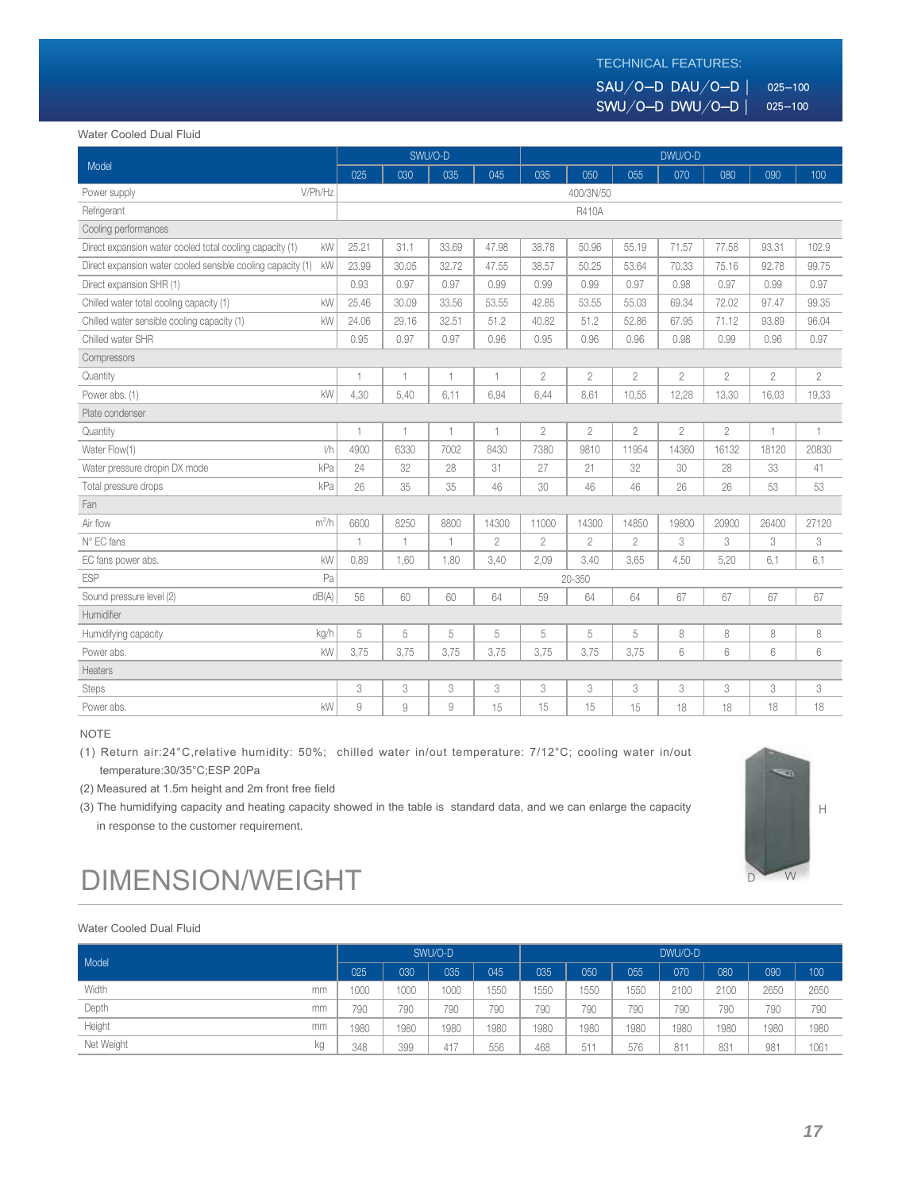TECHNICAL FEATURES:

SAU/O–D DAU/O–D | 025–100
SWU/O–D DWU/O–D | 025–100

Water Cooled Dual Fluid

| Model | | SWU/O-D | | | | DWU/O-D | | | | | | |
|---|---|---|---|---|---|---|---|---|---|---|---|---|
| | | 025 | 030 | 035 | 045 | 035 | 050 | 055 | 070 | 080 | 090 | 100 |
| Power supply | V/Ph/Hz | 400/3N/50 | | | | | | | | | | |
| Refrigerant | | R410A | | | | | | | | | | |
| Cooling performances | | | | | | | | | | | | |
| Direct expansion water cooled total cooling capacity (1) | kW | 25.21 | 31.1 | 33.69 | 47.98 | 38.78 | 50.96 | 55.19 | 71.57 | 77.58 | 93.31 | 102.9 |
| Direct expansion water cooled sensible cooling capacity (1) | kW | 23.99 | 30.05 | 32.72 | 47.55 | 38.57 | 50.25 | 53.64 | 70.33 | 75.16 | 92.78 | 99.75 |
| Direct expansion SHR (1) | | 0.93 | 0.97 | 0.97 | 0.99 | 0.99 | 0.99 | 0.97 | 0.98 | 0.97 | 0.99 | 0.97 |
| Chilled water total cooling capacity (1) | kW | 25.46 | 30.09 | 33.56 | 53.55 | 42.85 | 53.55 | 55.03 | 69.34 | 72.02 | 97.47 | 99.35 |
| Chilled water sensible cooling capacity (1) | kW | 24.06 | 29.16 | 32.51 | 51.2 | 40.82 | 51.2 | 52.86 | 67.95 | 71.12 | 93.89 | 96.04 |
| Chilled water SHR | | 0.95 | 0.97 | 0.97 | 0.96 | 0.95 | 0.96 | 0.96 | 0.98 | 0.99 | 0.96 | 0.97 |
| Compressors | | | | | | | | | | | | |
| Quantity | | 1 | 1 | 1 | 1 | 2 | 2 | 2 | 2 | 2 | 2 | 2 |
| Power abs. (1) | kW | 4,30 | 5,40 | 6,11 | 6,94 | 6,44 | 8,61 | 10,55 | 12,28 | 13,30 | 16,03 | 19,33 |
| Plate condenser | | | | | | | | | | | | |
| Quantity | | 1 | 1 | 1 | 1 | 2 | 2 | 2 | 2 | 2 | 1 | 1 |
| Water Flow(1) | l/h | 4900 | 6330 | 7002 | 8430 | 7380 | 9810 | 11954 | 14360 | 16132 | 18120 | 20830 |
| Water pressure dropin DX mode | kPa | 24 | 32 | 28 | 31 | 27 | 21 | 32 | 30 | 28 | 33 | 41 |
| Total pressure drops | kPa | 26 | 35 | 35 | 46 | 30 | 46 | 46 | 26 | 26 | 53 | 53 |
| Fan | | | | | | | | | | | | |
| Air flow | $m^3/h$ | 6600 | 8250 | 8800 | 14300 | 11000 | 14300 | 14850 | 19800 | 20900 | 26400 | 27120 |
| N° EC fans | | 1 | 1 | 1 | 2 | 2 | 2 | 2 | 3 | 3 | 3 | 3 |
| EC fans power abs. | kW | 0,89 | 1,60 | 1,80 | 3,40 | 2,09 | 3,40 | 3,65 | 4,50 | 5,20 | 6,1 | 6,1 |
| ESP | Pa | 20-350 | | | | | | | | | | |
| Sound pressure level (2) | dB(A) | 56 | 60 | 60 | 64 | 59 | 64 | 64 | 67 | 67 | 67 | 67 |
| Humidifier | | | | | | | | | | | | |
| Humidifying capacity | kg/h | 5 | 5 | 5 | 5 | 5 | 5 | 5 | 8 | 8 | 8 | 8 |
| Power abs. | kW | 3,75 | 3,75 | 3,75 | 3,75 | 3,75 | 3,75 | 3,75 | 6 | 6 | 6 | 6 |
| Heaters | | | | | | | | | | | | |
| Steps | | 3 | 3 | 3 | 3 | 3 | 3 | 3 | 3 | 3 | 3 | 3 |
| Power abs. | kW | 9 | 9 | 9 | 15 | 15 | 15 | 15 | 18 | 18 | 18 | 18 |

NOTE

(1) Return air:24°C,relative humidity: 50%; chilled water in/out temperature: 7/12°C; cooling water in/out temperature:30/35°C;ESP 20Pa

(2) Measured at 1.5m height and 2m front free field

(3) The humidifying capacity and heating capacity showed in the table is standard data, and we can enlarge the capacity in response to the customer requirement.

# DIMENSION/WEIGHT

Water Cooled Dual Fluid

| Model | | SWU/O-D | | | | DWU/O-D | | | | | | |
|---|---|---|---|---|---|---|---|---|---|---|---|---|
| | | 025 | 030 | 035 | 045 | 035 | 050 | 055 | 070 | 080 | 090 | 100 |
| Width | mm | 1000 | 1000 | 1000 | 1550 | 1550 | 1550 | 1550 | 2100 | 2100 | 2650 | 2650 |
| Depth | mm | 790 | 790 | 790 | 790 | 790 | 790 | 790 | 790 | 790 | 790 | 790 |
| Height | mm | 1980 | 1980 | 1980 | 1980 | 1980 | 1980 | 1980 | 1980 | 1980 | 1980 | 1980 |
| Net Weight | kg | 348 | 399 | 417 | 556 | 468 | 511 | 576 | 811 | 831 | 981 | 1061 |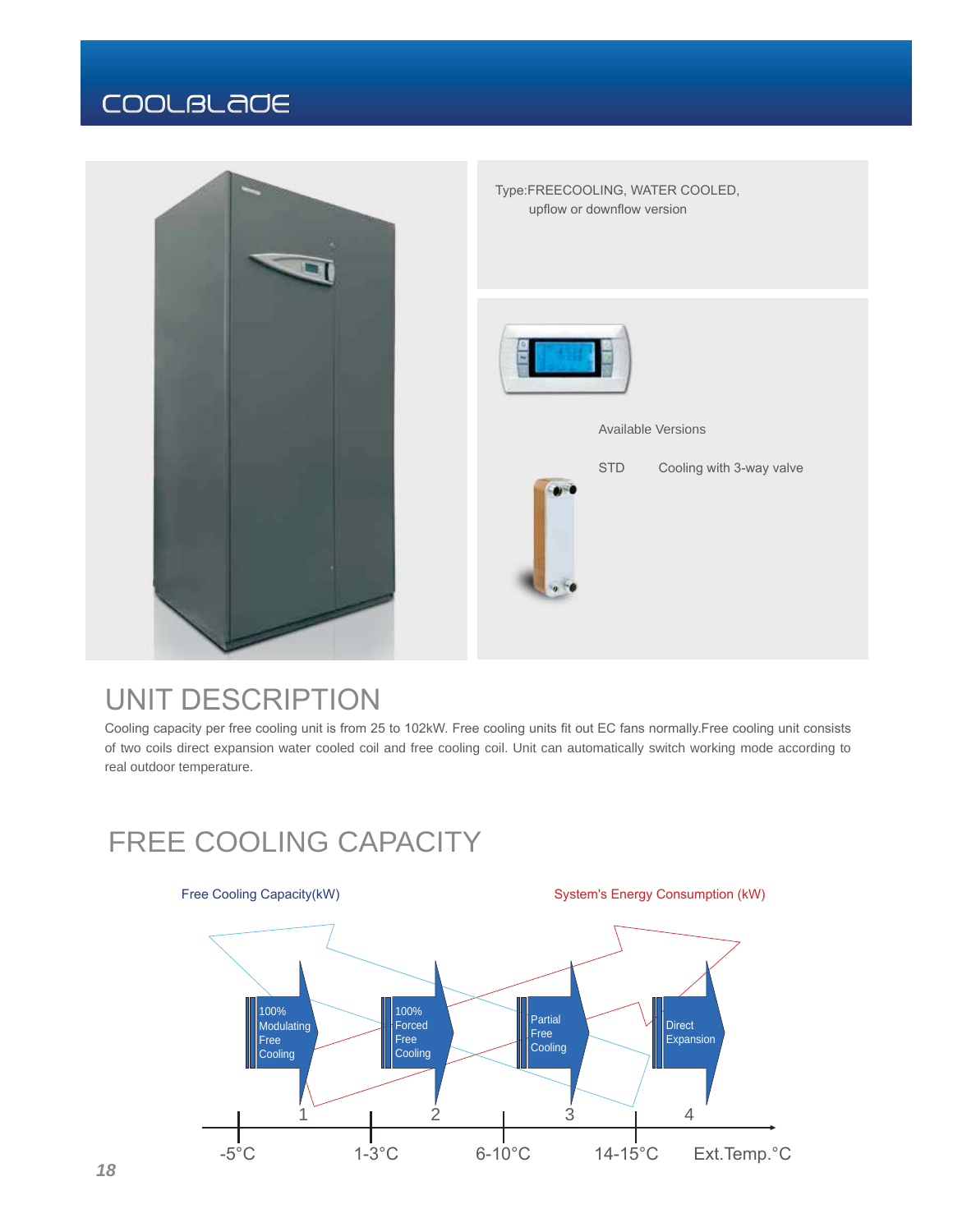# COOLBLADE

Type:FREECOOLING, WATER COOLED,
upflow or downflow version

Available Versions

STD Cooling with 3-way valve

## UNIT DESCRIPTION

Cooling capacity per free cooling unit is from 25 to 102kW. Free cooling units fit out EC fans normally.Free cooling unit consists of two coils direct expansion water cooled coil and free cooling coil. Unit can automatically switch working mode according to real outdoor temperature.

## FREE COOLING CAPACITY

Free Cooling Capacity(kW)

System's Energy Consumption (kW)

1. 100% Modulating Free Cooling
2. 100% Forced Free Cooling
3. Partial Free Cooling
4. Direct Expansion

-5°C 1-3°C 6-10°C 14-15°C Ext.Temp.°C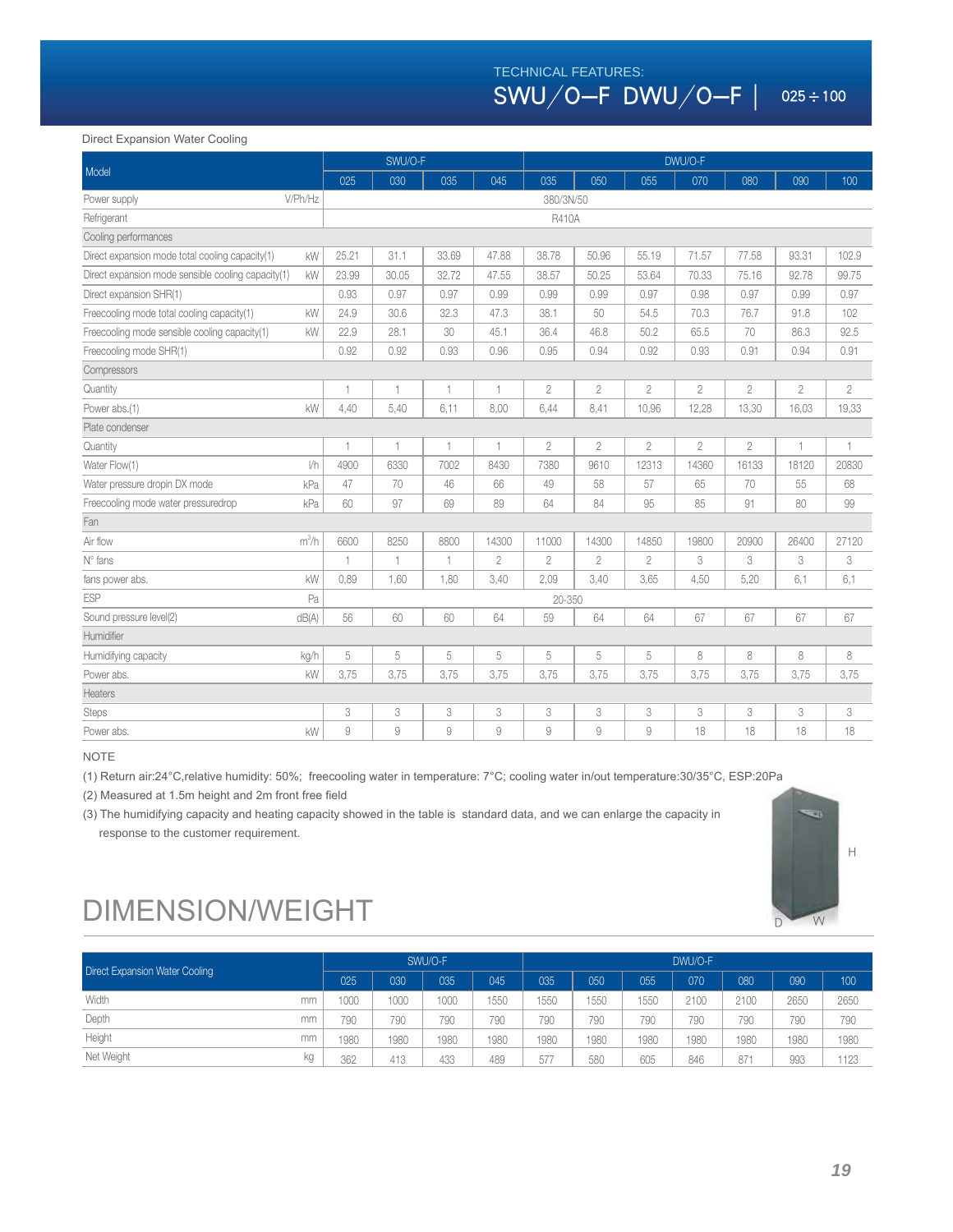TECHNICAL FEATURES:
# SWU／O–F DWU／O–F | 025 ÷ 100

Direct Expansion Water Cooling

| Model | | SWU/O-F | | | | DWU/O-F | | | | | | |
|---|---|---|---|---|---|---|---|---|---|---|---|---|
| | | 025 | 030 | 035 | 045 | 035 | 050 | 055 | 070 | 080 | 090 | 100 |
| Power supply | V/Ph/Hz | 380/3N/50 | | | | | | | | | | |
| Refrigerant | | R410A | | | | | | | | | | |
| Cooling performances | | | | | | | | | | | | |
| Direct expansion mode total cooling capacity(1) | kW | 25.21 | 31.1 | 33.69 | 47.88 | 38.78 | 50.96 | 55.19 | 71.57 | 77.58 | 93.31 | 102.9 |
| Direct expansion mode sensible cooling capacity(1) | kW | 23.99 | 30.05 | 32.72 | 47.55 | 38.57 | 50.25 | 53.64 | 70.33 | 75.16 | 92.78 | 99.75 |
| Direct expansion SHR(1) | | 0.93 | 0.97 | 0.97 | 0.99 | 0.99 | 0.99 | 0.97 | 0.98 | 0.97 | 0.99 | 0.97 |
| Freecooling mode total cooling capacity(1) | kW | 24.9 | 30.6 | 32.3 | 47.3 | 38.1 | 50 | 54.5 | 70.3 | 76.7 | 91.8 | 102 |
| Freecooling mode sensible cooling capacity(1) | kW | 22.9 | 28.1 | 30 | 45.1 | 36.4 | 46.8 | 50.2 | 65.5 | 70 | 86.3 | 92.5 |
| Freecooling mode SHR(1) | | 0.92 | 0.92 | 0.93 | 0.96 | 0.95 | 0.94 | 0.92 | 0.93 | 0.91 | 0.94 | 0.91 |
| Compressors | | | | | | | | | | | | |
| Quantity | | 1 | 1 | 1 | 1 | 2 | 2 | 2 | 2 | 2 | 2 | 2 |
| Power abs.(1) | kW | 4,40 | 5,40 | 6,11 | 8,00 | 6,44 | 8,41 | 10,96 | 12,28 | 13,30 | 16,03 | 19,33 |
| Plate condenser | | | | | | | | | | | | |
| Quantity | | 1 | 1 | 1 | 1 | 2 | 2 | 2 | 2 | 2 | 1 | 1 |
| Water Flow(1) | l/h | 4900 | 6330 | 7002 | 8430 | 7380 | 9610 | 12313 | 14360 | 16133 | 18120 | 20830 |
| Water pressure dropin DX mode | kPa | 47 | 70 | 46 | 66 | 49 | 58 | 57 | 65 | 70 | 55 | 68 |
| Freecooling mode water pressuredrop | kPa | 60 | 97 | 69 | 89 | 64 | 84 | 95 | 85 | 91 | 80 | 99 |
| Fan | | | | | | | | | | | | |
| Air flow | $m^3/h$ | 6600 | 8250 | 8800 | 14300 | 11000 | 14300 | 14850 | 19800 | 20900 | 26400 | 27120 |
| N° fans | | 1 | 1 | 1 | 2 | 2 | 2 | 2 | 3 | 3 | 3 | 3 |
| fans power abs. | kW | 0,89 | 1,60 | 1,80 | 3,40 | 2,09 | 3,40 | 3,65 | 4,50 | 5,20 | 6,1 | 6,1 |
| ESP | Pa | 20-350 | | | | | | | | | | |
| Sound pressure level(2) | dB(A) | 56 | 60 | 60 | 64 | 59 | 64 | 64 | 67 | 67 | 67 | 67 |
| Humidifier | | | | | | | | | | | | |
| Humidifying capacity | kg/h | 5 | 5 | 5 | 5 | 5 | 5 | 5 | 8 | 8 | 8 | 8 |
| Power abs. | kW | 3,75 | 3,75 | 3,75 | 3,75 | 3,75 | 3,75 | 3,75 | 3,75 | 3,75 | 3,75 | 3,75 |
| Heaters | | | | | | | | | | | | |
| Steps | | 3 | 3 | 3 | 3 | 3 | 3 | 3 | 3 | 3 | 3 | 3 |
| Power abs. | kW | 9 | 9 | 9 | 9 | 9 | 9 | 9 | 18 | 18 | 18 | 18 |

NOTE

(1) Return air:24°C,relative humidity: 50%; freecooling water in temperature: 7°C; cooling water in/out temperature:30/35°C, ESP:20Pa

(2) Measured at 1.5m height and 2m front free field

(3) The humidifying capacity and heating capacity showed in the table is standard data, and we can enlarge the capacity in response to the customer requirement.

# DIMENSION/WEIGHT

| Direct Expansion Water Cooling | | SWU/O-F | | | | DWU/O-F | | | | | | |
|---|---|---|---|---|---|---|---|---|---|---|---|---|
| | | 025 | 030 | 035 | 045 | 035 | 050 | 055 | 070 | 080 | 090 | 100 |
| Width | mm | 1000 | 1000 | 1000 | 1550 | 1550 | 1550 | 1550 | 2100 | 2100 | 2650 | 2650 |
| Depth | mm | 790 | 790 | 790 | 790 | 790 | 790 | 790 | 790 | 790 | 790 | 790 |
| Height | mm | 1980 | 1980 | 1980 | 1980 | 1980 | 1980 | 1980 | 1980 | 1980 | 1980 | 1980 |
| Net Weight | kg | 362 | 413 | 433 | 489 | 577 | 580 | 605 | 846 | 871 | 993 | 1123 |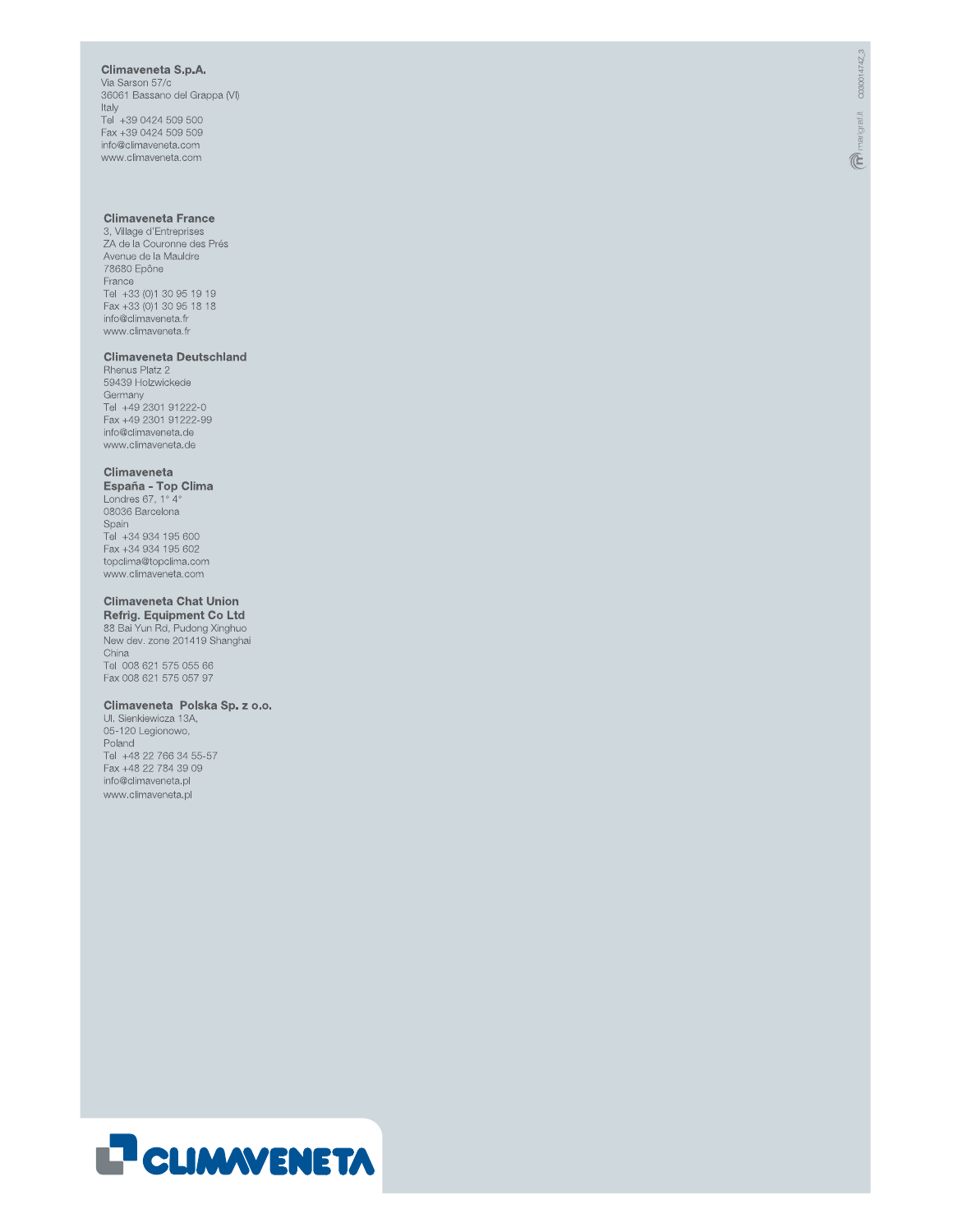**Climaveneta S.p.A.**
Via Sarson 57/c
36061 Bassano del Grappa (VI)
Italy
Tel +39 0424 509 500
Fax +39 0424 509 509
info@climaveneta.com
www.climaveneta.com

**Climaveneta France**
3, Village d'Entreprises
ZA de la Couronne des Prés
Avenue de la Mauldre
78680 Epône
France
Tel +33 (0)1 30 95 19 19
Fax +33 (0)1 30 95 18 18
info@climaveneta.fr
www.climaveneta.fr

**Climaveneta Deutschland**
Rhenus Platz 2
59439 Holzwickede
Germany
Tel +49 2301 91222-0
Fax +49 2301 91222-99
info@climaveneta.de
www.climaveneta.de

**Climaveneta España - Top Clima**
Londres 67, 1° 4°
08036 Barcelona
Spain
Tel +34 934 195 600
Fax +34 934 195 602
topclima@topclima.com
www.climaveneta.com

**Climaveneta Chat Union Refrig. Equipment Co Ltd**
88 Bai Yun Rd, Pudong Xinghuo
New dev. zone 201419 Shanghai
China
Tel 008 621 575 055 66
Fax 008 621 575 057 97

**Climaveneta Polska Sp. z o.o.**
Ul. Sienkiewicza 13A,
05-120 Legionowo,
Poland
Tel +48 22 766 34 55-57
Fax +48 22 784 39 09
info@climaveneta.pl
www.climaveneta.pl

C0000147AZ_3

CLIMAVENETA